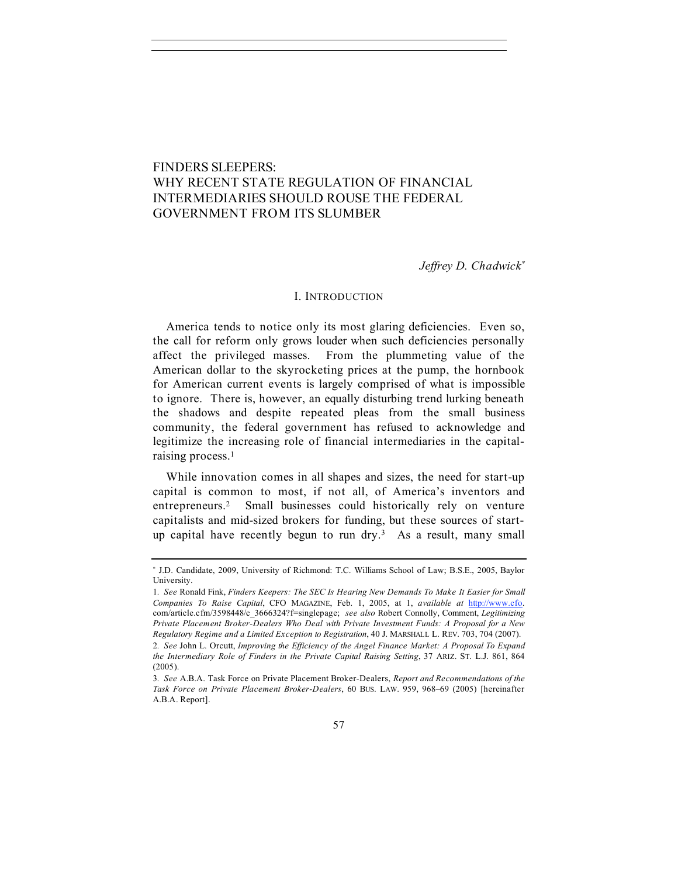# FINDERS SLEEPERS: WHY RECENT STATE REGULATION OF FINANCIAL INTERMEDIARIES SHOULD ROUSE THE FEDERAL GOVERNMENT FROM ITS SLUMBER

*Jeffrey D. Chadwick*[*]

## I. INTRODUCTION

America tends to notice only its most glaring deficiencies. Even so, the call for reform only grows louder when such deficiencies personally affect the privileged masses. From the plummeting value of the American dollar to the skyrocketing prices at the pump, the hornbook for American current events is largely comprised of what is impossible to ignore. There is, however, an equally disturbing trend lurking beneath the shadows and despite repeated pleas from the small business community, the federal government has refused to acknowledge and legitimize the increasing role of financial intermediaries in the capital-raising process.[1]

While innovation comes in all shapes and sizes, the need for start-up capital is common to most, if not all, of America's inventors and entrepreneurs.[2] Small businesses could historically rely on venture capitalists and mid-sized brokers for funding, but these sources of start-up capital have recently begun to run dry.[3] As a result, many small

---

[*] J.D. Candidate, 2009, University of Richmond: T.C. Williams School of Law; B.S.E., 2005, Baylor University.

1. *See* Ronald Fink, *Finders Keepers: The SEC Is Hearing New Demands To Make It Easier for Small Companies To Raise Capital*, CFO MAGAZINE, Feb. 1, 2005, at 1, *available at* http://www.cfo.com/article.cfm/3598448/c_3666324?f=singlepage; *see also* Robert Connolly, Comment, *Legitimizing Private Placement Broker-Dealers Who Deal with Private Investment Funds: A Proposal for a New Regulatory Regime and a Limited Exception to Registration*, 40 J. MARSHALL L. REV. 703, 704 (2007).

2. *See* John L. Orcutt, *Improving the Efficiency of the Angel Finance Market: A Proposal To Expand the Intermediary Role of Finders in the Private Capital Raising Setting*, 37 ARIZ. ST. L.J. 861, 864 (2005).

3. *See* A.B.A. Task Force on Private Placement Broker-Dealers, *Report and Recommendations of the Task Force on Private Placement Broker-Dealers*, 60 BUS. LAW. 959, 968–69 (2005) [hereinafter A.B.A. Report].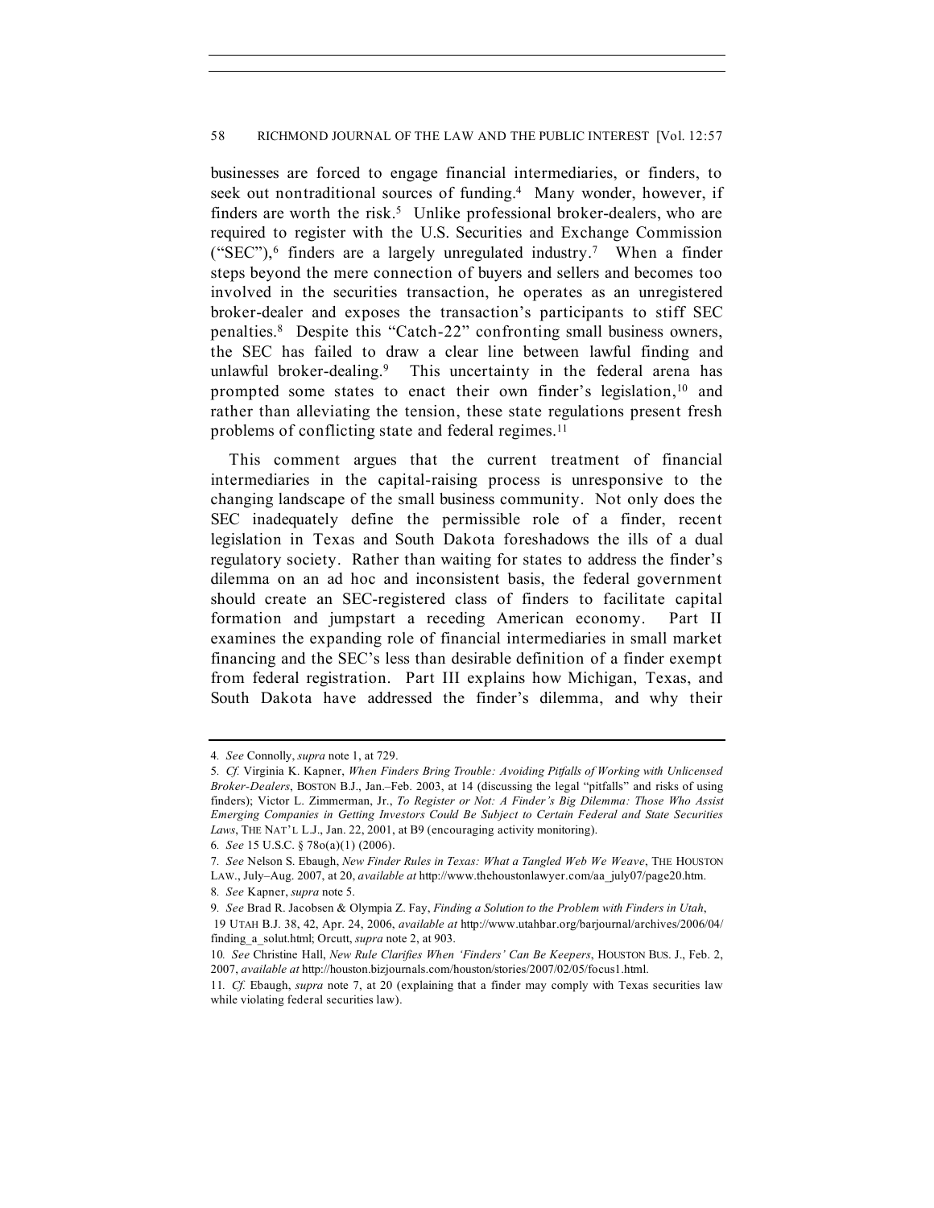businesses are forced to engage financial intermediaries, or finders, to seek out nontraditional sources of funding.[4] Many wonder, however, if finders are worth the risk.[5] Unlike professional broker-dealers, who are required to register with the U.S. Securities and Exchange Commission ("SEC"),[6] finders are a largely unregulated industry.[7] When a finder steps beyond the mere connection of buyers and sellers and becomes too involved in the securities transaction, he operates as an unregistered broker-dealer and exposes the transaction's participants to stiff SEC penalties.[8] Despite this "Catch-22" confronting small business owners, the SEC has failed to draw a clear line between lawful finding and unlawful broker-dealing.[9] This uncertainty in the federal arena has prompted some states to enact their own finder's legislation,[10] and rather than alleviating the tension, these state regulations present fresh problems of conflicting state and federal regimes.[11]

This comment argues that the current treatment of financial intermediaries in the capital-raising process is unresponsive to the changing landscape of the small business community. Not only does the SEC inadequately define the permissible role of a finder, recent legislation in Texas and South Dakota foreshadows the ills of a dual regulatory society. Rather than waiting for states to address the finder's dilemma on an ad hoc and inconsistent basis, the federal government should create an SEC-registered class of finders to facilitate capital formation and jumpstart a receding American economy. Part II examines the expanding role of financial intermediaries in small market financing and the SEC's less than desirable definition of a finder exempt from federal registration. Part III explains how Michigan, Texas, and South Dakota have addressed the finder's dilemma, and why their

---

4. *See* Connolly, *supra* note 1, at 729.

5. *Cf.* Virginia K. Kapner, *When Finders Bring Trouble: Avoiding Pitfalls of Working with Unlicensed Broker-Dealers*, BOSTON B.J., Jan.–Feb. 2003, at 14 (discussing the legal "pitfalls" and risks of using finders); Victor L. Zimmerman, Jr., *To Register or Not: A Finder's Big Dilemma: Those Who Assist Emerging Companies in Getting Investors Could Be Subject to Certain Federal and State Securities Laws*, THE NAT'L L.J., Jan. 22, 2001, at B9 (encouraging activity monitoring).

6. *See* 15 U.S.C. § 78o(a)(1) (2006).

7. *See* Nelson S. Ebaugh, *New Finder Rules in Texas: What a Tangled Web We Weave*, THE HOUSTON LAW., July–Aug. 2007, at 20, *available at* http://www.thehoustonlawyer.com/aa_july07/page20.htm.

8. *See* Kapner, *supra* note 5.

9. *See* Brad R. Jacobsen & Olympia Z. Fay, *Finding a Solution to the Problem with Finders in Utah*, 19 UTAH B.J. 38, 42, Apr. 24, 2006, *available at* http://www.utahbar.org/barjournal/archives/2006/04/finding_a_solut.html; Orcutt, *supra* note 2, at 903.

10. *See* Christine Hall, *New Rule Clarifies When 'Finders' Can Be Keepers*, HOUSTON BUS. J., Feb. 2, 2007, *available at* http://houston.bizjournals.com/houston/stories/2007/02/05/focus1.html.

11. *Cf.* Ebaugh, *supra* note 7, at 20 (explaining that a finder may comply with Texas securities law while violating federal securities law).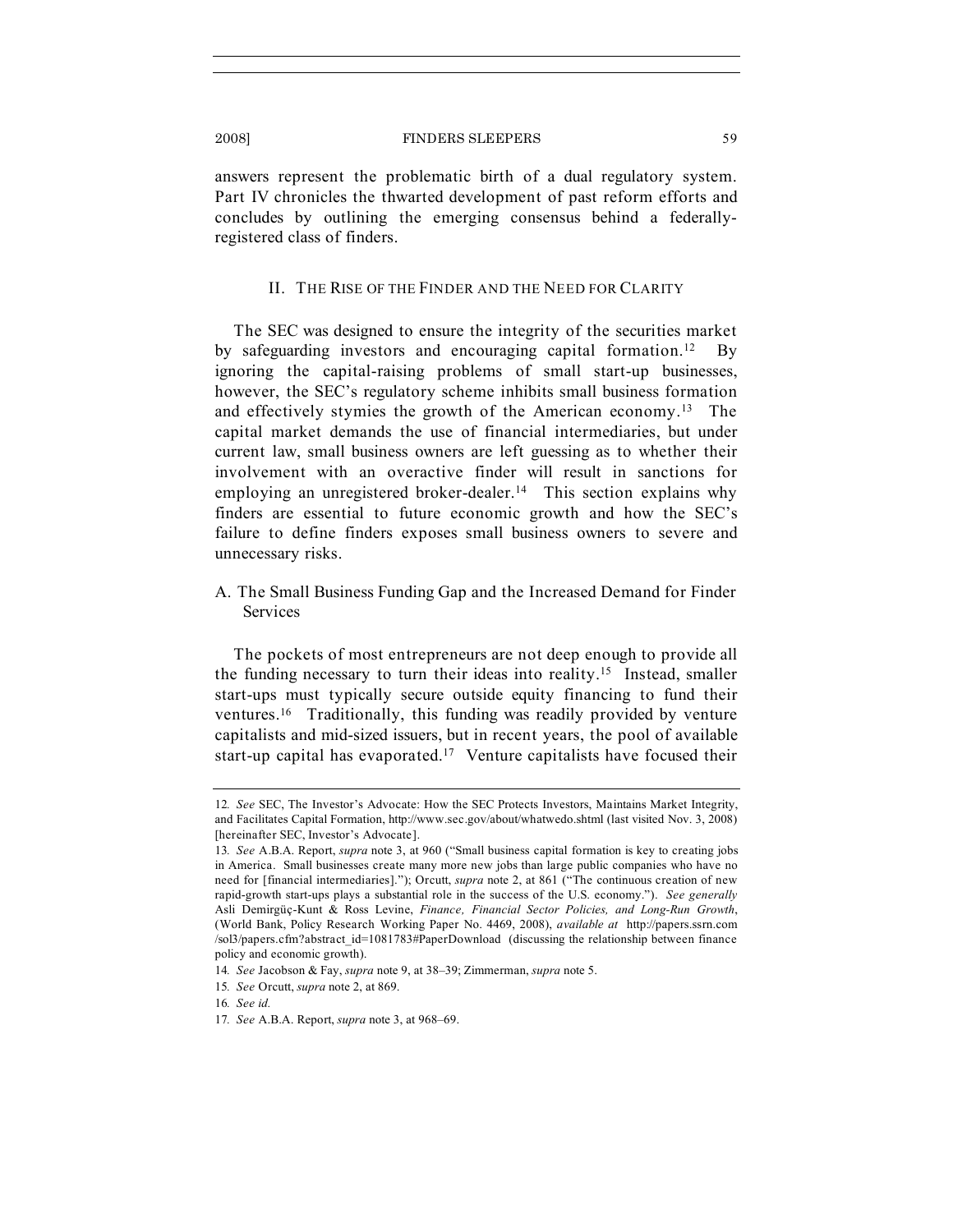answers represent the problematic birth of a dual regulatory system. Part IV chronicles the thwarted development of past reform efforts and concludes by outlining the emerging consensus behind a federally-registered class of finders.

## II. THE RISE OF THE FINDER AND THE NEED FOR CLARITY

The SEC was designed to ensure the integrity of the securities market by safeguarding investors and encouraging capital formation.[12] By ignoring the capital-raising problems of small start-up businesses, however, the SEC's regulatory scheme inhibits small business formation and effectively stymies the growth of the American economy.[13] The capital market demands the use of financial intermediaries, but under current law, small business owners are left guessing as to whether their involvement with an overactive finder will result in sanctions for employing an unregistered broker-dealer.[14] This section explains why finders are essential to future economic growth and how the SEC's failure to define finders exposes small business owners to severe and unnecessary risks.

### A. The Small Business Funding Gap and the Increased Demand for Finder Services

The pockets of most entrepreneurs are not deep enough to provide all the funding necessary to turn their ideas into reality.[15] Instead, smaller start-ups must typically secure outside equity financing to fund their ventures.[16] Traditionally, this funding was readily provided by venture capitalists and mid-sized issuers, but in recent years, the pool of available start-up capital has evaporated.[17] Venture capitalists have focused their

---

12. *See* SEC, The Investor's Advocate: How the SEC Protects Investors, Maintains Market Integrity, and Facilitates Capital Formation, http://www.sec.gov/about/whatwedo.shtml (last visited Nov. 3, 2008) [hereinafter SEC, Investor's Advocate].

13. *See* A.B.A. Report, *supra* note 3, at 960 ("Small business capital formation is key to creating jobs in America. Small businesses create many more new jobs than large public companies who have no need for [financial intermediaries]."); Orcutt, *supra* note 2, at 861 ("The continuous creation of new rapid-growth start-ups plays a substantial role in the success of the U.S. economy."). *See generally* Asli Demirgüç-Kunt & Ross Levine, *Finance, Financial Sector Policies, and Long-Run Growth*, (World Bank, Policy Research Working Paper No. 4469, 2008), *available at* http://papers.ssrn.com /sol3/papers.cfm?abstract_id=1081783#PaperDownload (discussing the relationship between finance policy and economic growth).

14. *See* Jacobson & Fay, *supra* note 9, at 38–39; Zimmerman, *supra* note 5.

15. *See* Orcutt, *supra* note 2, at 869.

16. *See id.*

17. *See* A.B.A. Report, *supra* note 3, at 968–69.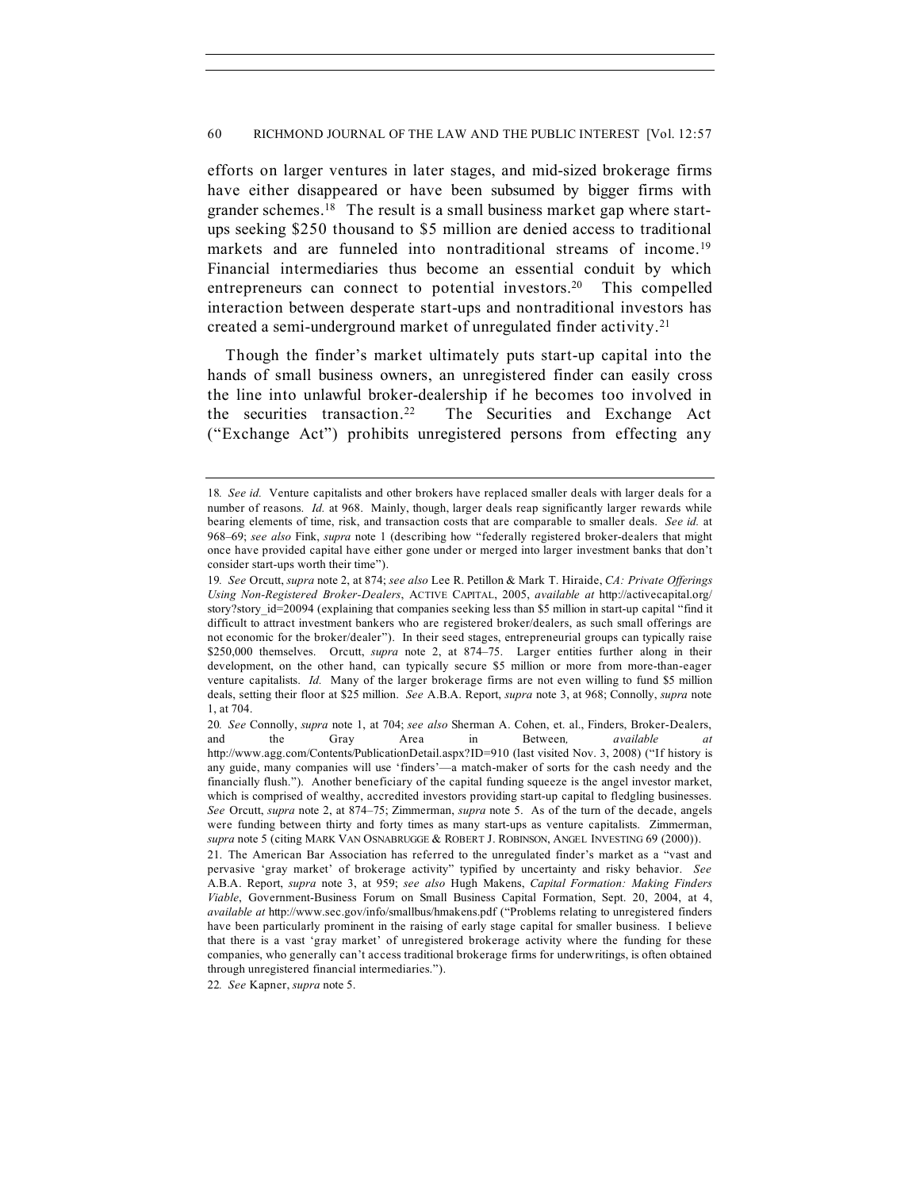efforts on larger ventures in later stages, and mid-sized brokerage firms have either disappeared or have been subsumed by bigger firms with grander schemes.[18] The result is a small business market gap where start-ups seeking $250 thousand to $5 million are denied access to traditional markets and are funneled into nontraditional streams of income.[19] Financial intermediaries thus become an essential conduit by which entrepreneurs can connect to potential investors.[20] This compelled interaction between desperate start-ups and nontraditional investors has created a semi-underground market of unregulated finder activity.[21]

Though the finder's market ultimately puts start-up capital into the hands of small business owners, an unregistered finder can easily cross the line into unlawful broker-dealership if he becomes too involved in the securities transaction.[22] The Securities and Exchange Act ("Exchange Act") prohibits unregistered persons from effecting any

---

18. *See id.* Venture capitalists and other brokers have replaced smaller deals with larger deals for a number of reasons. *Id.* at 968. Mainly, though, larger deals reap significantly larger rewards while bearing elements of time, risk, and transaction costs that are comparable to smaller deals. *See id.* at 968–69; *see also* Fink, *supra* note 1 (describing how "federally registered broker-dealers that might once have provided capital have either gone under or merged into larger investment banks that don't consider start-ups worth their time").

19. *See* Orcutt, *supra* note 2, at 874; *see also* Lee R. Petillon & Mark T. Hiraide, *CA: Private Offerings Using Non-Registered Broker-Dealers*, ACTIVE CAPITAL, 2005, *available at* http://activecapital.org/story?story_id=20094 (explaining that companies seeking less than $5 million in start-up capital "find it difficult to attract investment bankers who are registered broker/dealers, as such small offerings are not economic for the broker/dealer"). In their seed stages, entrepreneurial groups can typically raise $250,000 themselves. Orcutt, *supra* note 2, at 874–75. Larger entities further along in their development, on the other hand, can typically secure $5 million or more from more-than-eager venture capitalists. *Id.* Many of the larger brokerage firms are not even willing to fund $5 million deals, setting their floor at $25 million. *See* A.B.A. Report, *supra* note 3, at 968; Connolly, *supra* note 1, at 704.

20. *See* Connolly, *supra* note 1, at 704; *see also* Sherman A. Cohen, et. al., Finders, Broker-Dealers, and the Gray Area in Between*, available at* http://www.agg.com/Contents/PublicationDetail.aspx?ID=910 (last visited Nov. 3, 2008) ("If history is any guide, many companies will use 'finders'—a match-maker of sorts for the cash needy and the financially flush."). Another beneficiary of the capital funding squeeze is the angel investor market, which is comprised of wealthy, accredited investors providing start-up capital to fledgling businesses. *See* Orcutt, *supra* note 2, at 874–75; Zimmerman, *supra* note 5. As of the turn of the decade, angels were funding between thirty and forty times as many start-ups as venture capitalists. Zimmerman, *supra* note 5 (citing MARK VAN OSNABRUGGE & ROBERT J. ROBINSON, ANGEL INVESTING 69 (2000)).

21. The American Bar Association has referred to the unregulated finder's market as a "vast and pervasive 'gray market' of brokerage activity" typified by uncertainty and risky behavior. *See* A.B.A. Report, *supra* note 3, at 959; *see also* Hugh Makens, *Capital Formation: Making Finders Viable*, Government-Business Forum on Small Business Capital Formation, Sept. 20, 2004, at 4, *available at* http://www.sec.gov/info/smallbus/hmakens.pdf ("Problems relating to unregistered finders have been particularly prominent in the raising of early stage capital for smaller business. I believe that there is a vast 'gray market' of unregistered brokerage activity where the funding for these companies, who generally can't access traditional brokerage firms for underwritings, is often obtained through unregistered financial intermediaries.").

22. *See* Kapner, *supra* note 5.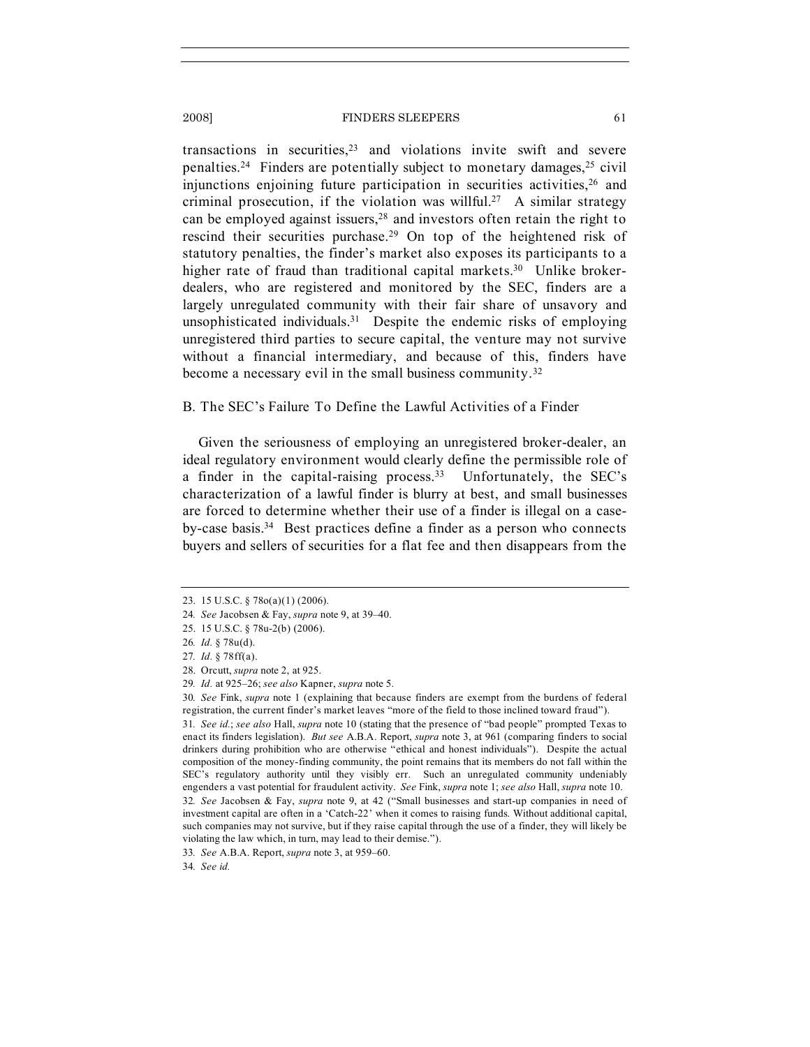transactions in securities,[23] and violations invite swift and severe penalties.[24] Finders are potentially subject to monetary damages,[25] civil injunctions enjoining future participation in securities activities,[26] and criminal prosecution, if the violation was willful.[27] A similar strategy can be employed against issuers,[28] and investors often retain the right to rescind their securities purchase.[29] On top of the heightened risk of statutory penalties, the finder's market also exposes its participants to a higher rate of fraud than traditional capital markets.[30] Unlike broker-dealers, who are registered and monitored by the SEC, finders are a largely unregulated community with their fair share of unsavory and unsophisticated individuals.[31] Despite the endemic risks of employing unregistered third parties to secure capital, the venture may not survive without a financial intermediary, and because of this, finders have become a necessary evil in the small business community.[32]

### B. The SEC's Failure To Define the Lawful Activities of a Finder

Given the seriousness of employing an unregistered broker-dealer, an ideal regulatory environment would clearly define the permissible role of a finder in the capital-raising process.[33] Unfortunately, the SEC's characterization of a lawful finder is blurry at best, and small businesses are forced to determine whether their use of a finder is illegal on a case-by-case basis.[34] Best practices define a finder as a person who connects buyers and sellers of securities for a flat fee and then disappears from the

---

23. 15 U.S.C. § 78o(a)(1) (2006).

24. *See* Jacobsen & Fay, *supra* note 9, at 39–40.

25. 15 U.S.C. § 78u-2(b) (2006).

26. *Id.* § 78u(d).

27. *Id.* § 78ff(a).

28. Orcutt, *supra* note 2, at 925.

29. *Id.* at 925–26; *see also* Kapner, *supra* note 5.

30. *See* Fink, *supra* note 1 (explaining that because finders are exempt from the burdens of federal registration, the current finder's market leaves "more of the field to those inclined toward fraud").

31. *See id.*; *see also* Hall, *supra* note 10 (stating that the presence of "bad people" prompted Texas to enact its finders legislation). *But see* A.B.A. Report, *supra* note 3, at 961 (comparing finders to social drinkers during prohibition who are otherwise "ethical and honest individuals"). Despite the actual composition of the money-finding community, the point remains that its members do not fall within the SEC's regulatory authority until they visibly err. Such an unregulated community undeniably engenders a vast potential for fraudulent activity. *See* Fink, *supra* note 1; *see also* Hall, *supra* note 10.

32. *See* Jacobsen & Fay, *supra* note 9, at 42 ("Small businesses and start-up companies in need of investment capital are often in a 'Catch-22' when it comes to raising funds. Without additional capital, such companies may not survive, but if they raise capital through the use of a finder, they will likely be violating the law which, in turn, may lead to their demise.").

33. *See* A.B.A. Report, *supra* note 3, at 959–60.

34. *See id.*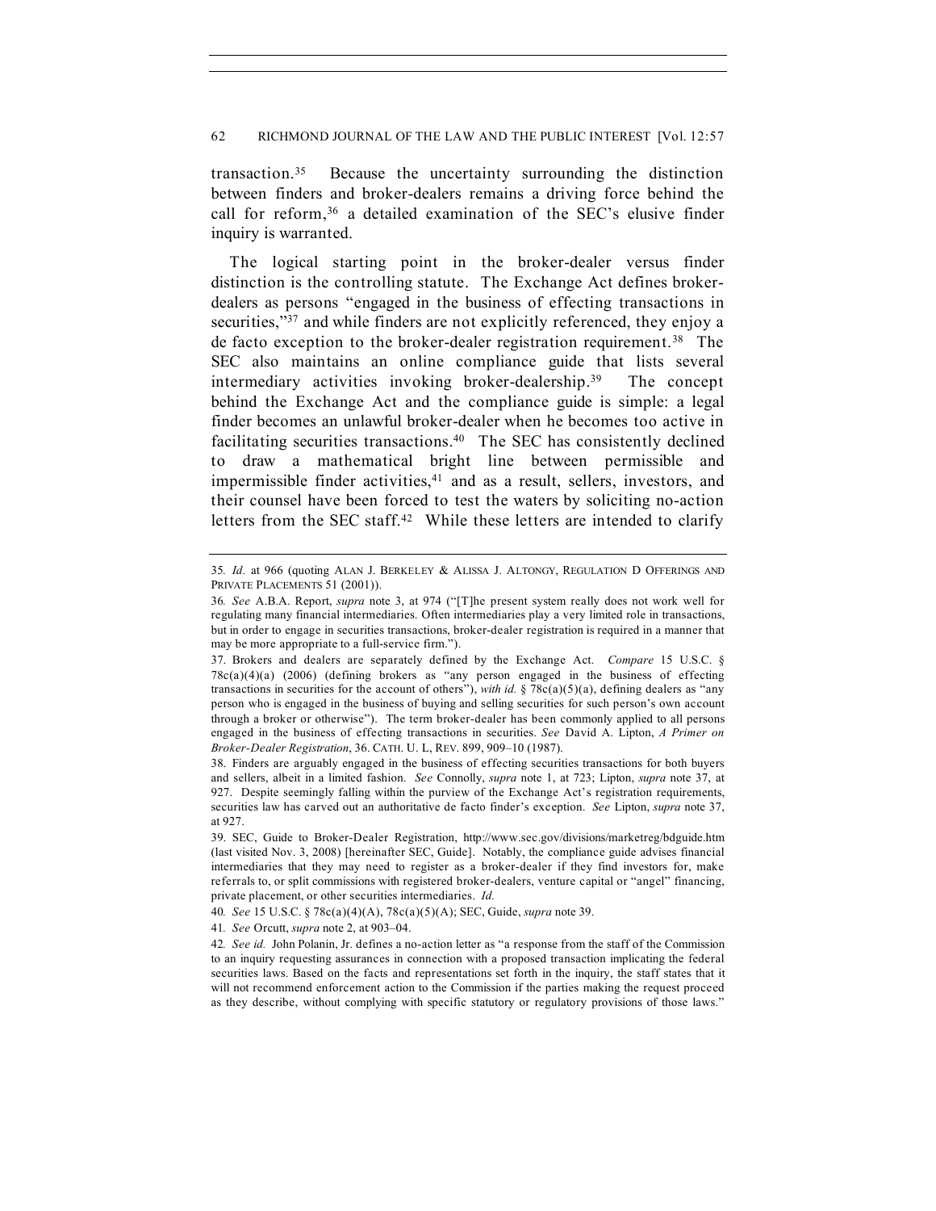transaction.[35] Because the uncertainty surrounding the distinction between finders and broker-dealers remains a driving force behind the call for reform,[36] a detailed examination of the SEC's elusive finder inquiry is warranted.

The logical starting point in the broker-dealer versus finder distinction is the controlling statute. The Exchange Act defines broker-dealers as persons "engaged in the business of effecting transactions in securities,"[37] and while finders are not explicitly referenced, they enjoy a de facto exception to the broker-dealer registration requirement.[38] The SEC also maintains an online compliance guide that lists several intermediary activities invoking broker-dealership.[39] The concept behind the Exchange Act and the compliance guide is simple: a legal finder becomes an unlawful broker-dealer when he becomes too active in facilitating securities transactions.[40] The SEC has consistently declined to draw a mathematical bright line between permissible and impermissible finder activities,[41] and as a result, sellers, investors, and their counsel have been forced to test the waters by soliciting no-action letters from the SEC staff.[42] While these letters are intended to clarify

---

35. *Id.* at 966 (quoting ALAN J. BERKELEY & ALISSA J. ALTONGY, REGULATION D OFFERINGS AND PRIVATE PLACEMENTS 51 (2001)).

36. *See* A.B.A. Report, *supra* note 3, at 974 ("[T]he present system really does not work well for regulating many financial intermediaries. Often intermediaries play a very limited role in transactions, but in order to engage in securities transactions, broker-dealer registration is required in a manner that may be more appropriate to a full-service firm.").

37. Brokers and dealers are separately defined by the Exchange Act. *Compare* 15 U.S.C. § 78c(a)(4)(a) (2006) (defining brokers as "any person engaged in the business of effecting transactions in securities for the account of others"), *with id.* § 78c(a)(5)(a), defining dealers as "any person who is engaged in the business of buying and selling securities for such person's own account through a broker or otherwise"). The term broker-dealer has been commonly applied to all persons engaged in the business of effecting transactions in securities. *See* David A. Lipton, *A Primer on Broker-Dealer Registration*, 36. CATH. U. L, REV. 899, 909–10 (1987).

38. Finders are arguably engaged in the business of effecting securities transactions for both buyers and sellers, albeit in a limited fashion. *See* Connolly, *supra* note 1, at 723; Lipton, *supra* note 37, at 927. Despite seemingly falling within the purview of the Exchange Act's registration requirements, securities law has carved out an authoritative de facto finder's exception. *See* Lipton, *supra* note 37, at 927.

39. SEC, Guide to Broker-Dealer Registration, http://www.sec.gov/divisions/marketreg/bdguide.htm (last visited Nov. 3, 2008) [hereinafter SEC, Guide]. Notably, the compliance guide advises financial intermediaries that they may need to register as a broker-dealer if they find investors for, make referrals to, or split commissions with registered broker-dealers, venture capital or "angel" financing, private placement, or other securities intermediaries. *Id.*

40. *See* 15 U.S.C. § 78c(a)(4)(A), 78c(a)(5)(A); SEC, Guide, *supra* note 39.

41. *See* Orcutt, *supra* note 2, at 903–04.

42. *See id.* John Polanin, Jr. defines a no-action letter as "a response from the staff of the Commission to an inquiry requesting assurances in connection with a proposed transaction implicating the federal securities laws. Based on the facts and representations set forth in the inquiry, the staff states that it will not recommend enforcement action to the Commission if the parties making the request proceed as they describe, without complying with specific statutory or regulatory provisions of those laws."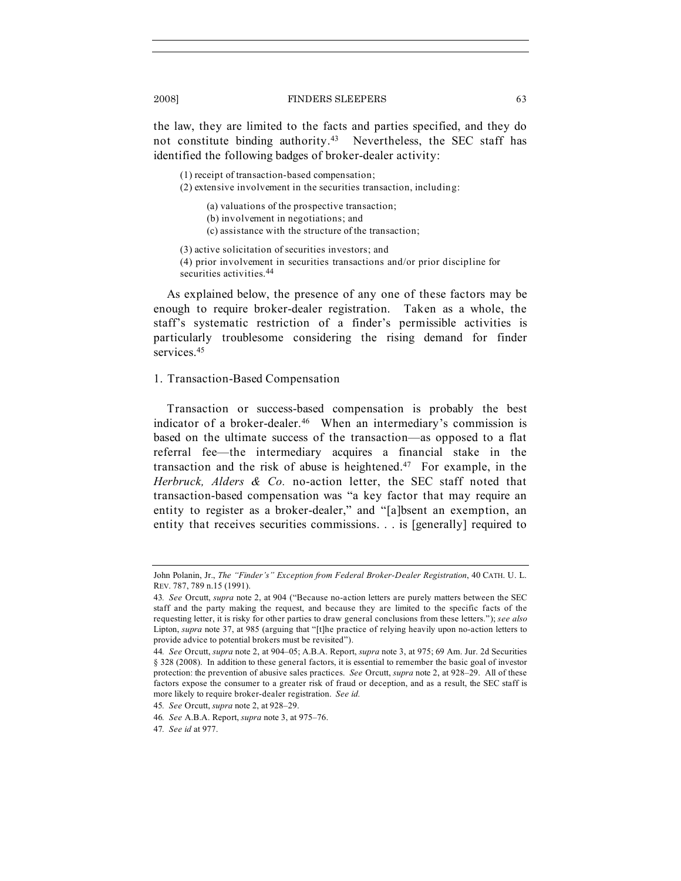the law, they are limited to the facts and parties specified, and they do not constitute binding authority.[43] Nevertheless, the SEC staff has identified the following badges of broker-dealer activity:

> (1) receipt of transaction-based compensation;
> (2) extensive involvement in the securities transaction, including:
>
> > (a) valuations of the prospective transaction;
> > (b) involvement in negotiations; and
> > (c) assistance with the structure of the transaction;
>
> (3) active solicitation of securities investors; and
> (4) prior involvement in securities transactions and/or prior discipline for securities activities.[44]

As explained below, the presence of any one of these factors may be enough to require broker-dealer registration. Taken as a whole, the staff's systematic restriction of a finder's permissible activities is particularly troublesome considering the rising demand for finder services.[45]

### 1. Transaction-Based Compensation

Transaction or success-based compensation is probably the best indicator of a broker-dealer.[46] When an intermediary's commission is based on the ultimate success of the transaction—as opposed to a flat referral fee—the intermediary acquires a financial stake in the transaction and the risk of abuse is heightened.[47] For example, in the *Herbruck, Alders & Co.* no-action letter, the SEC staff noted that transaction-based compensation was "a key factor that may require an entity to register as a broker-dealer," and "[a]bsent an exemption, an entity that receives securities commissions. . . is [generally] required to

---

John Polanin, Jr., *The "Finder's" Exception from Federal Broker-Dealer Registration*, 40 CATH. U. L. REV. 787, 789 n.15 (1991).

43. *See* Orcutt, *supra* note 2, at 904 ("Because no-action letters are purely matters between the SEC staff and the party making the request, and because they are limited to the specific facts of the requesting letter, it is risky for other parties to draw general conclusions from these letters."); *see also* Lipton, *supra* note 37, at 985 (arguing that "[t]he practice of relying heavily upon no-action letters to provide advice to potential brokers must be revisited").

44. *See* Orcutt, *supra* note 2, at 904–05; A.B.A. Report, *supra* note 3, at 975; 69 Am. Jur. 2d Securities § 328 (2008). In addition to these general factors, it is essential to remember the basic goal of investor protection: the prevention of abusive sales practices. *See* Orcutt, *supra* note 2, at 928–29. All of these factors expose the consumer to a greater risk of fraud or deception, and as a result, the SEC staff is more likely to require broker-dealer registration. *See id.*

45. *See* Orcutt, *supra* note 2, at 928–29.

46. *See* A.B.A. Report, *supra* note 3, at 975–76.

47. *See id* at 977.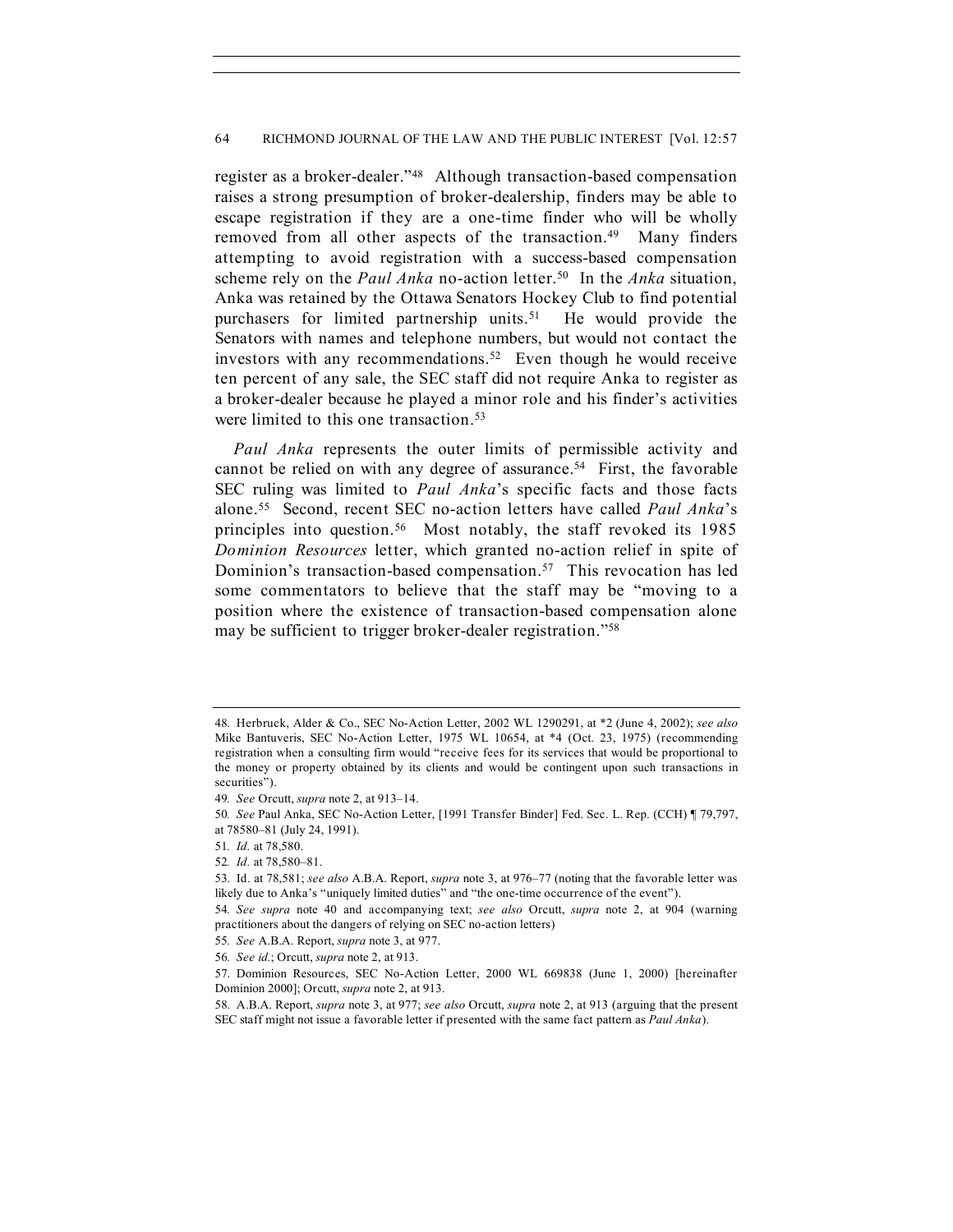register as a broker-dealer."[48] Although transaction-based compensation raises a strong presumption of broker-dealership, finders may be able to escape registration if they are a one-time finder who will be wholly removed from all other aspects of the transaction.[49] Many finders attempting to avoid registration with a success-based compensation scheme rely on the *Paul Anka* no-action letter.[50] In the *Anka* situation, Anka was retained by the Ottawa Senators Hockey Club to find potential purchasers for limited partnership units.[51] He would provide the Senators with names and telephone numbers, but would not contact the investors with any recommendations.[52] Even though he would receive ten percent of any sale, the SEC staff did not require Anka to register as a broker-dealer because he played a minor role and his finder's activities were limited to this one transaction.[53]

*Paul Anka* represents the outer limits of permissible activity and cannot be relied on with any degree of assurance.[54] First, the favorable SEC ruling was limited to *Paul Anka*'s specific facts and those facts alone.[55] Second, recent SEC no-action letters have called *Paul Anka*'s principles into question.[56] Most notably, the staff revoked its 1985 *Dominion Resources* letter, which granted no-action relief in spite of Dominion's transaction-based compensation.[57] This revocation has led some commentators to believe that the staff may be "moving to a position where the existence of transaction-based compensation alone may be sufficient to trigger broker-dealer registration."[58]

---

48. Herbruck, Alder & Co., SEC No-Action Letter, 2002 WL 1290291, at *2 (June 4, 2002); *see also* Mike Bantuveris, SEC No-Action Letter, 1975 WL 10654, at *4 (Oct. 23, 1975) (recommending registration when a consulting firm would "receive fees for its services that would be proportional to the money or property obtained by its clients and would be contingent upon such transactions in securities").

49. *See* Orcutt, *supra* note 2, at 913–14.

50. *See* Paul Anka, SEC No-Action Letter, [1991 Transfer Binder] Fed. Sec. L. Rep. (CCH) ¶ 79,797, at 78580–81 (July 24, 1991).

51. *Id.* at 78,580.

52. *Id.* at 78,580–81.

53. Id. at 78,581; *see also* A.B.A. Report, *supra* note 3, at 976–77 (noting that the favorable letter was likely due to Anka's "uniquely limited duties" and "the one-time occurrence of the event").

54. *See supra* note 40 and accompanying text; *see also* Orcutt, *supra* note 2, at 904 (warning practitioners about the dangers of relying on SEC no-action letters)

55. *See* A.B.A. Report, *supra* note 3, at 977.

56. *See id.*; Orcutt, *supra* note 2, at 913.

57. Dominion Resources, SEC No-Action Letter, 2000 WL 669838 (June 1, 2000) [hereinafter Dominion 2000]; Orcutt, *supra* note 2, at 913.

58. A.B.A. Report, *supra* note 3, at 977; *see also* Orcutt, *supra* note 2, at 913 (arguing that the present SEC staff might not issue a favorable letter if presented with the same fact pattern as *Paul Anka*).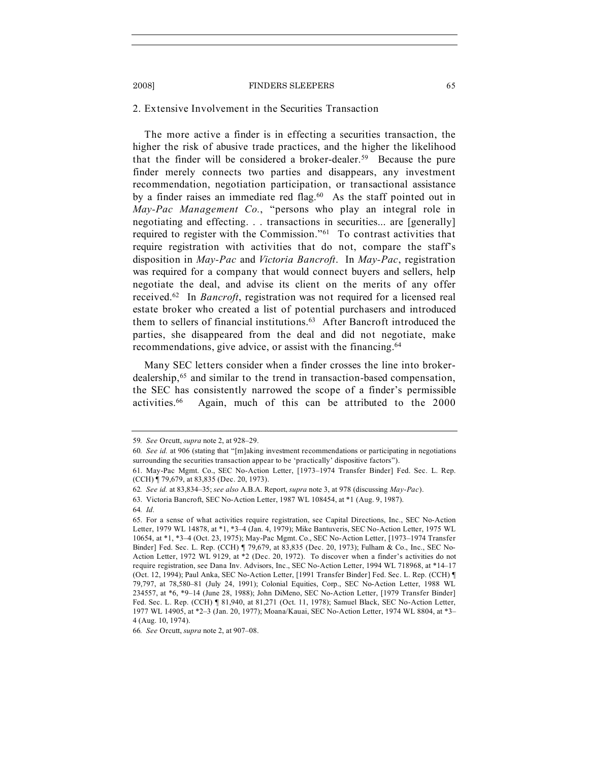### 2. Extensive Involvement in the Securities Transaction

The more active a finder is in effecting a securities transaction, the higher the risk of abusive trade practices, and the higher the likelihood that the finder will be considered a broker-dealer.[59] Because the pure finder merely connects two parties and disappears, any investment recommendation, negotiation participation, or transactional assistance by a finder raises an immediate red flag.[60] As the staff pointed out in *May-Pac Management Co.*, "persons who play an integral role in negotiating and effecting. . . transactions in securities... are [generally] required to register with the Commission."[61] To contrast activities that require registration with activities that do not, compare the staff's disposition in *May-Pac* and *Victoria Bancroft*. In *May-Pac*, registration was required for a company that would connect buyers and sellers, help negotiate the deal, and advise its client on the merits of any offer received.[62] In *Bancroft*, registration was not required for a licensed real estate broker who created a list of potential purchasers and introduced them to sellers of financial institutions.[63] After Bancroft introduced the parties, she disappeared from the deal and did not negotiate, make recommendations, give advice, or assist with the financing.[64]

Many SEC letters consider when a finder crosses the line into broker-dealership,[65] and similar to the trend in transaction-based compensation, the SEC has consistently narrowed the scope of a finder's permissible activities.[66] Again, much of this can be attributed to the 2000

---

59. *See* Orcutt, *supra* note 2, at 928–29.

60. *See id.* at 906 (stating that "[m]aking investment recommendations or participating in negotiations surrounding the securities transaction appear to be 'practically' dispositive factors").

61. May-Pac Mgmt. Co., SEC No-Action Letter, [1973–1974 Transfer Binder] Fed. Sec. L. Rep. (CCH) ¶ 79,679, at 83,835 (Dec. 20, 1973).

62. *See id.* at 83,834–35; *see also* A.B.A. Report, *supra* note 3, at 978 (discussing *May-Pac*).

63. Victoria Bancroft, SEC No-Action Letter, 1987 WL 108454, at *1 (Aug. 9, 1987).

64. *Id.*

65. For a sense of what activities require registration, see Capital Directions, Inc., SEC No-Action Letter, 1979 WL 14878, at *1, *3–4 (Jan. 4, 1979); Mike Bantuveris, SEC No-Action Letter, 1975 WL 10654, at *1, *3–4 (Oct. 23, 1975); May-Pac Mgmt. Co., SEC No-Action Letter, [1973–1974 Transfer Binder] Fed. Sec. L. Rep. (CCH) ¶ 79,679, at 83,835 (Dec. 20, 1973); Fulham & Co., Inc., SEC No-Action Letter, 1972 WL 9129, at *2 (Dec. 20, 1972). To discover when a finder's activities do not require registration, see Dana Inv. Advisors, Inc., SEC No-Action Letter, 1994 WL 718968, at *14–17 (Oct. 12, 1994); Paul Anka, SEC No-Action Letter, [1991 Transfer Binder] Fed. Sec. L. Rep. (CCH) ¶ 79,797, at 78,580–81 (July 24, 1991); Colonial Equities, Corp., SEC No-Action Letter, 1988 WL 234557, at *6, *9–14 (June 28, 1988); John DiMeno, SEC No-Action Letter, [1979 Transfer Binder] Fed. Sec. L. Rep. (CCH) ¶ 81,940, at 81,271 (Oct. 11, 1978); Samuel Black, SEC No-Action Letter, 1977 WL 14905, at *2–3 (Jan. 20, 1977); Moana/Kauai, SEC No-Action Letter, 1974 WL 8804, at *3–4 (Aug. 10, 1974).

66. *See* Orcutt, *supra* note 2, at 907–08.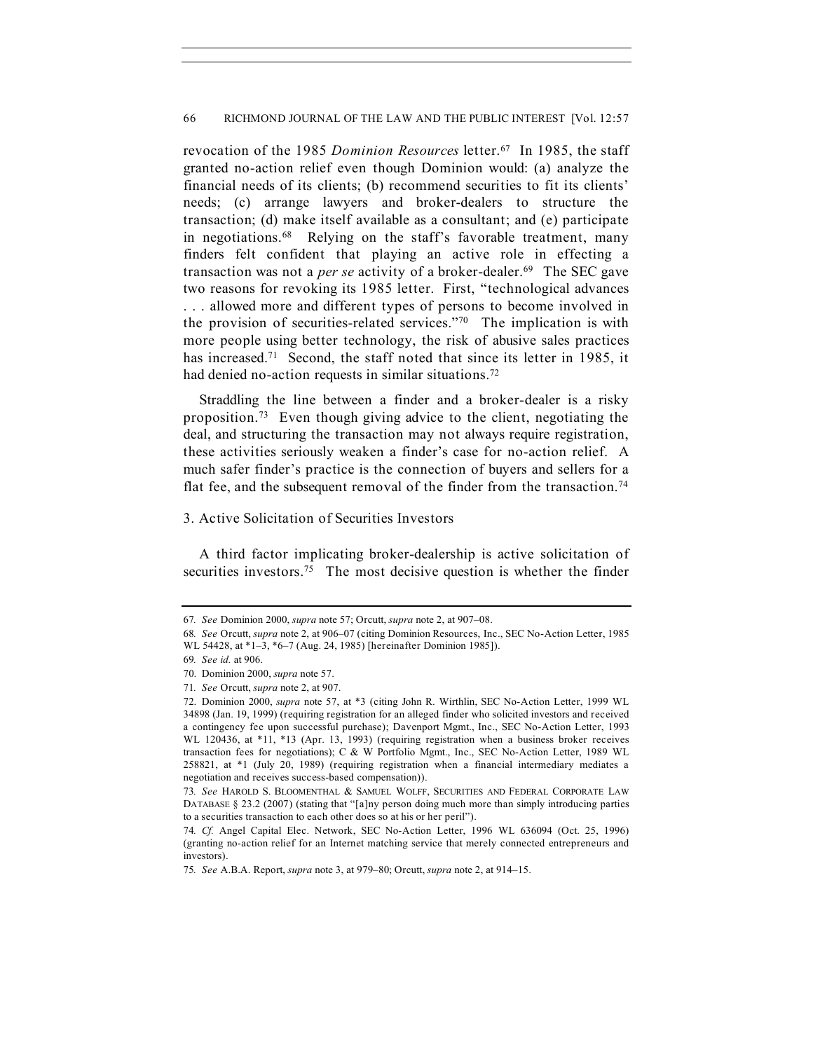revocation of the 1985 *Dominion Resources* letter.[67] In 1985, the staff granted no-action relief even though Dominion would: (a) analyze the financial needs of its clients; (b) recommend securities to fit its clients' needs; (c) arrange lawyers and broker-dealers to structure the transaction; (d) make itself available as a consultant; and (e) participate in negotiations.[68] Relying on the staff's favorable treatment, many finders felt confident that playing an active role in effecting a transaction was not a *per se* activity of a broker-dealer.[69] The SEC gave two reasons for revoking its 1985 letter. First, "technological advances . . . allowed more and different types of persons to become involved in the provision of securities-related services."[70] The implication is with more people using better technology, the risk of abusive sales practices has increased.[71] Second, the staff noted that since its letter in 1985, it had denied no-action requests in similar situations.[72]

Straddling the line between a finder and a broker-dealer is a risky proposition.[73] Even though giving advice to the client, negotiating the deal, and structuring the transaction may not always require registration, these activities seriously weaken a finder's case for no-action relief. A much safer finder's practice is the connection of buyers and sellers for a flat fee, and the subsequent removal of the finder from the transaction.[74]

### 3. Active Solicitation of Securities Investors

A third factor implicating broker-dealership is active solicitation of securities investors.[75] The most decisive question is whether the finder

---

67. *See* Dominion 2000, *supra* note 57; Orcutt, *supra* note 2, at 907–08.

68. *See* Orcutt, *supra* note 2, at 906–07 (citing Dominion Resources, Inc., SEC No-Action Letter, 1985 WL 54428, at *1–3, *6–7 (Aug. 24, 1985) [hereinafter Dominion 1985]).

69. *See id.* at 906.

70. Dominion 2000, *supra* note 57.

71. *See* Orcutt, *supra* note 2, at 907.

72. Dominion 2000, *supra* note 57, at *3 (citing John R. Wirthlin, SEC No-Action Letter, 1999 WL 34898 (Jan. 19, 1999) (requiring registration for an alleged finder who solicited investors and received a contingency fee upon successful purchase); Davenport Mgmt., Inc., SEC No-Action Letter, 1993 WL 120436, at *11, *13 (Apr. 13, 1993) (requiring registration when a business broker receives transaction fees for negotiations); C & W Portfolio Mgmt., Inc., SEC No-Action Letter, 1989 WL 258821, at *1 (July 20, 1989) (requiring registration when a financial intermediary mediates a negotiation and receives success-based compensation)).

73. *See* HAROLD S. BLOOMENTHAL & SAMUEL WOLFF, SECURITIES AND FEDERAL CORPORATE LAW DATABASE § 23.2 (2007) (stating that "[a]ny person doing much more than simply introducing parties to a securities transaction to each other does so at his or her peril").

74. *Cf.* Angel Capital Elec. Network, SEC No-Action Letter, 1996 WL 636094 (Oct. 25, 1996) (granting no-action relief for an Internet matching service that merely connected entrepreneurs and investors).

75. *See* A.B.A. Report, *supra* note 3, at 979–80; Orcutt, *supra* note 2, at 914–15.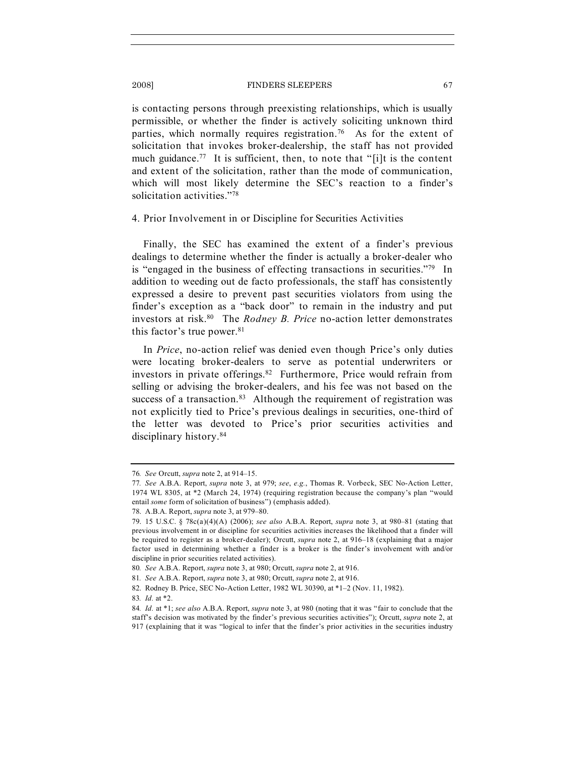is contacting persons through preexisting relationships, which is usually permissible, or whether the finder is actively soliciting unknown third parties, which normally requires registration.[76] As for the extent of solicitation that invokes broker-dealership, the staff has not provided much guidance.[77] It is sufficient, then, to note that "[i]t is the content and extent of the solicitation, rather than the mode of communication, which will most likely determine the SEC's reaction to a finder's solicitation activities."[78]

### 4. Prior Involvement in or Discipline for Securities Activities

Finally, the SEC has examined the extent of a finder's previous dealings to determine whether the finder is actually a broker-dealer who is "engaged in the business of effecting transactions in securities."[79] In addition to weeding out de facto professionals, the staff has consistently expressed a desire to prevent past securities violators from using the finder's exception as a "back door" to remain in the industry and put investors at risk.[80] The *Rodney B. Price* no-action letter demonstrates this factor's true power.[81]

In *Price*, no-action relief was denied even though Price's only duties were locating broker-dealers to serve as potential underwriters or investors in private offerings.[82] Furthermore, Price would refrain from selling or advising the broker-dealers, and his fee was not based on the success of a transaction.[83] Although the requirement of registration was not explicitly tied to Price's previous dealings in securities, one-third of the letter was devoted to Price's prior securities activities and disciplinary history.[84]

---

76. *See* Orcutt, *supra* note 2, at 914–15.

77. *See* A.B.A. Report, *supra* note 3, at 979; *see*, *e.g.*, Thomas R. Vorbeck, SEC No-Action Letter, 1974 WL 8305, at *2 (March 24, 1974) (requiring registration because the company's plan "would entail *some* form of solicitation of business") (emphasis added).

78. A.B.A. Report, *supra* note 3, at 979–80.

79. 15 U.S.C. § 78c(a)(4)(A) (2006); *see also* A.B.A. Report, *supra* note 3, at 980–81 (stating that previous involvement in or discipline for securities activities increases the likelihood that a finder will be required to register as a broker-dealer); Orcutt, *supra* note 2, at 916–18 (explaining that a major factor used in determining whether a finder is a broker is the finder's involvement with and/or discipline in prior securities related activities).

80. *See* A.B.A. Report, *supra* note 3, at 980; Orcutt, *supra* note 2, at 916.

81. *See* A.B.A. Report, *supra* note 3, at 980; Orcutt, *supra* note 2, at 916.

82. Rodney B. Price, SEC No-Action Letter, 1982 WL 30390, at *1–2 (Nov. 11, 1982).

83. *Id.* at *2.

84. *Id.* at *1; *see also* A.B.A. Report, *supra* note 3, at 980 (noting that it was "fair to conclude that the staff's decision was motivated by the finder's previous securities activities"); Orcutt, *supra* note 2, at 917 (explaining that it was "logical to infer that the finder's prior activities in the securities industry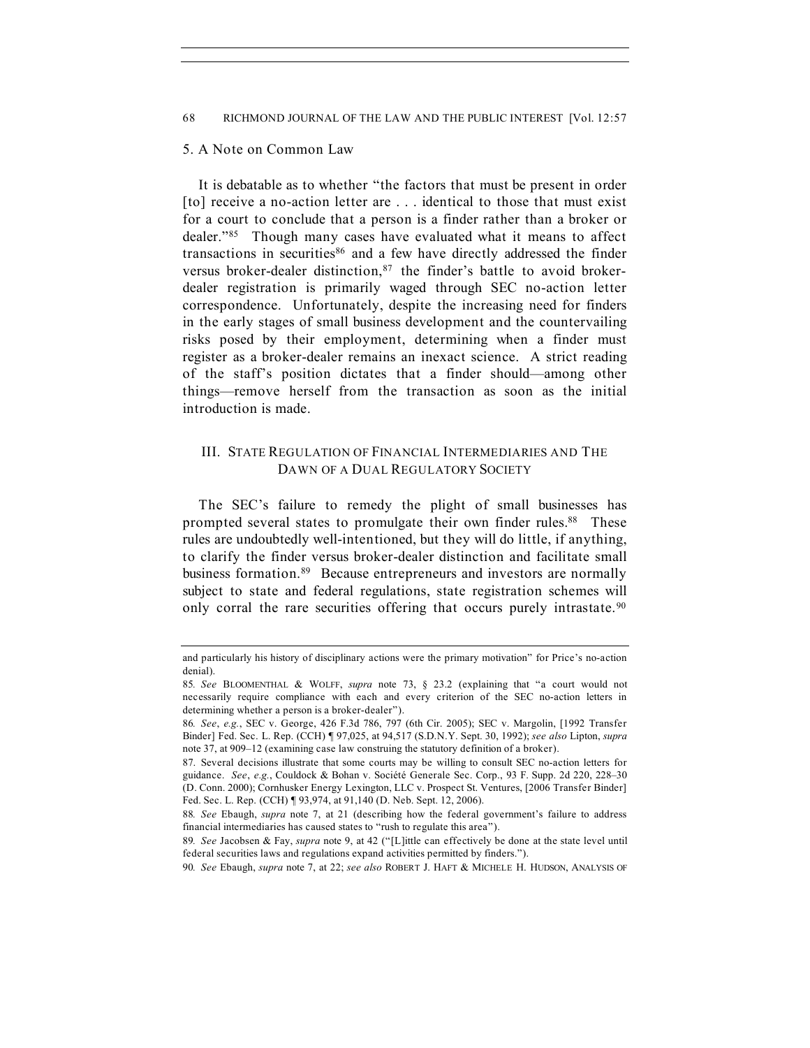### 5. A Note on Common Law

It is debatable as to whether "the factors that must be present in order [to] receive a no-action letter are . . . identical to those that must exist for a court to conclude that a person is a finder rather than a broker or dealer."[85] Though many cases have evaluated what it means to affect transactions in securities[86] and a few have directly addressed the finder versus broker-dealer distinction,[87] the finder's battle to avoid broker-dealer registration is primarily waged through SEC no-action letter correspondence. Unfortunately, despite the increasing need for finders in the early stages of small business development and the countervailing risks posed by their employment, determining when a finder must register as a broker-dealer remains an inexact science. A strict reading of the staff's position dictates that a finder should—among other things—remove herself from the transaction as soon as the initial introduction is made.

## III. State Regulation of Financial Intermediaries and The Dawn of a Dual Regulatory Society

The SEC's failure to remedy the plight of small businesses has prompted several states to promulgate their own finder rules.[88] These rules are undoubtedly well-intentioned, but they will do little, if anything, to clarify the finder versus broker-dealer distinction and facilitate small business formation.[89] Because entrepreneurs and investors are normally subject to state and federal regulations, state registration schemes will only corral the rare securities offering that occurs purely intrastate.[90]

---

and particularly his history of disciplinary actions were the primary motivation" for Price's no-action denial).

85. *See* Bloomenthal & Wolff, *supra* note 73, § 23.2 (explaining that "a court would not necessarily require compliance with each and every criterion of the SEC no-action letters in determining whether a person is a broker-dealer").

86. *See*, *e.g.*, SEC v. George, 426 F.3d 786, 797 (6th Cir. 2005); SEC v. Margolin, [1992 Transfer Binder] Fed. Sec. L. Rep. (CCH) ¶ 97,025, at 94,517 (S.D.N.Y. Sept. 30, 1992); *see also* Lipton, *supra* note 37, at 909–12 (examining case law construing the statutory definition of a broker).

87. Several decisions illustrate that some courts may be willing to consult SEC no-action letters for guidance. *See*, *e.g.*, Couldock & Bohan v. Société Generale Sec. Corp., 93 F. Supp. 2d 220, 228–30 (D. Conn. 2000); Cornhusker Energy Lexington, LLC v. Prospect St. Ventures, [2006 Transfer Binder] Fed. Sec. L. Rep. (CCH) ¶ 93,974, at 91,140 (D. Neb. Sept. 12, 2006).

88. *See* Ebaugh, *supra* note 7, at 21 (describing how the federal government's failure to address financial intermediaries has caused states to "rush to regulate this area").

89. *See* Jacobsen & Fay, *supra* note 9, at 42 ("[L]ittle can effectively be done at the state level until federal securities laws and regulations expand activities permitted by finders.").

90. *See* Ebaugh, *supra* note 7, at 22; *see also* Robert J. Haft & Michele H. Hudson, Analysis of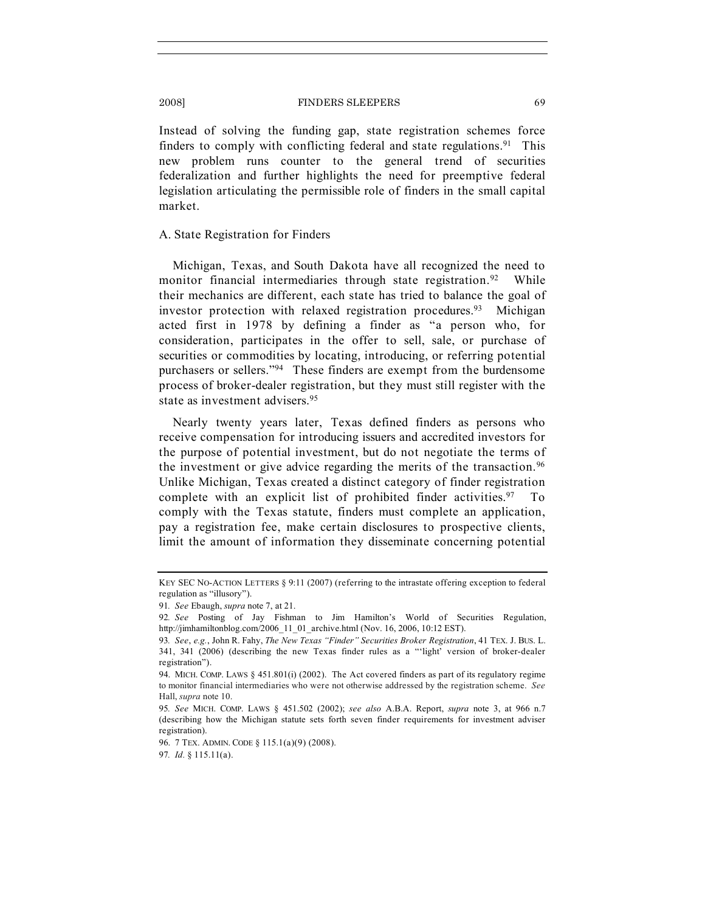Instead of solving the funding gap, state registration schemes force finders to comply with conflicting federal and state regulations.[91] This new problem runs counter to the general trend of securities federalization and further highlights the need for preemptive federal legislation articulating the permissible role of finders in the small capital market.

### A. State Registration for Finders

Michigan, Texas, and South Dakota have all recognized the need to monitor financial intermediaries through state registration.[92] While their mechanics are different, each state has tried to balance the goal of investor protection with relaxed registration procedures.[93] Michigan acted first in 1978 by defining a finder as "a person who, for consideration, participates in the offer to sell, sale, or purchase of securities or commodities by locating, introducing, or referring potential purchasers or sellers."[94] These finders are exempt from the burdensome process of broker-dealer registration, but they must still register with the state as investment advisers.[95]

Nearly twenty years later, Texas defined finders as persons who receive compensation for introducing issuers and accredited investors for the purpose of potential investment, but do not negotiate the terms of the investment or give advice regarding the merits of the transaction.[96] Unlike Michigan, Texas created a distinct category of finder registration complete with an explicit list of prohibited finder activities.[97] To comply with the Texas statute, finders must complete an application, pay a registration fee, make certain disclosures to prospective clients, limit the amount of information they disseminate concerning potential

---

KEY SEC NO-ACTION LETTERS § 9:11 (2007) (referring to the intrastate offering exception to federal regulation as "illusory").

91. *See* Ebaugh, *supra* note 7, at 21.

92. *See* Posting of Jay Fishman to Jim Hamilton's World of Securities Regulation, http://jimhamiltonblog.com/2006_11_01_archive.html (Nov. 16, 2006, 10:12 EST).

93. *See*, *e.g.*, John R. Fahy, *The New Texas "Finder" Securities Broker Registration*, 41 TEX. J. BUS. L. 341, 341 (2006) (describing the new Texas finder rules as a "'light' version of broker-dealer registration").

94. MICH. COMP. LAWS § 451.801(i) (2002). The Act covered finders as part of its regulatory regime to monitor financial intermediaries who were not otherwise addressed by the registration scheme. *See* Hall, *supra* note 10.

95. *See* MICH. COMP. LAWS § 451.502 (2002); *see also* A.B.A. Report, *supra* note 3, at 966 n.7 (describing how the Michigan statute sets forth seven finder requirements for investment adviser registration).

96. 7 TEX. ADMIN. CODE § 115.1(a)(9) (2008).

97. *Id.* § 115.11(a).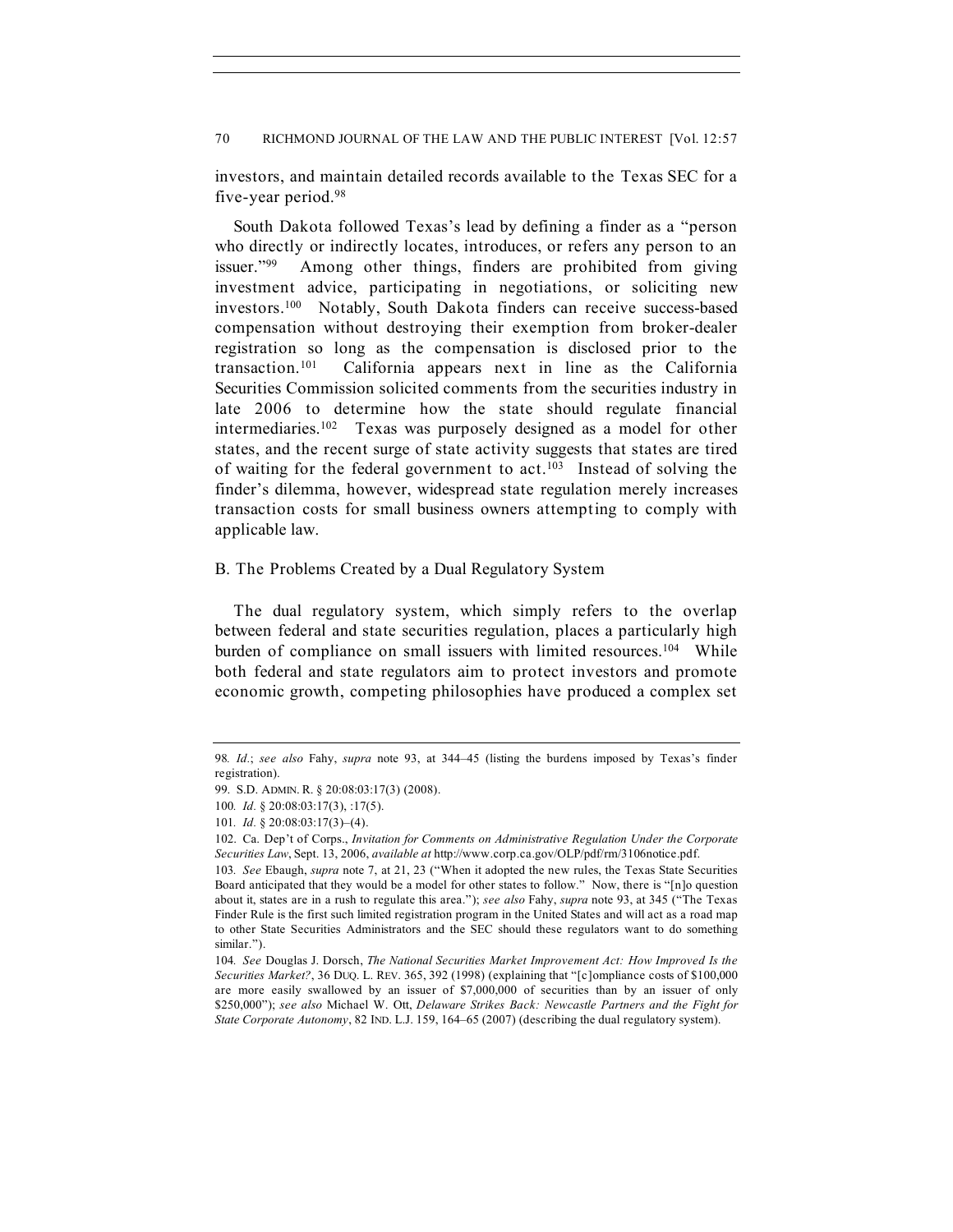investors, and maintain detailed records available to the Texas SEC for a five-year period.[98]

South Dakota followed Texas's lead by defining a finder as a "person who directly or indirectly locates, introduces, or refers any person to an issuer."[99] Among other things, finders are prohibited from giving investment advice, participating in negotiations, or soliciting new investors.[100] Notably, South Dakota finders can receive success-based compensation without destroying their exemption from broker-dealer registration so long as the compensation is disclosed prior to the transaction.[101] California appears next in line as the California Securities Commission solicited comments from the securities industry in late 2006 to determine how the state should regulate financial intermediaries.[102] Texas was purposely designed as a model for other states, and the recent surge of state activity suggests that states are tired of waiting for the federal government to act.[103] Instead of solving the finder's dilemma, however, widespread state regulation merely increases transaction costs for small business owners attempting to comply with applicable law.

### B. The Problems Created by a Dual Regulatory System

The dual regulatory system, which simply refers to the overlap between federal and state securities regulation, places a particularly high burden of compliance on small issuers with limited resources.[104] While both federal and state regulators aim to protect investors and promote economic growth, competing philosophies have produced a complex set

---

98. *Id.*; *see also* Fahy, *supra* note 93, at 344–45 (listing the burdens imposed by Texas's finder registration).

99. S.D. ADMIN. R. § 20:08:03:17(3) (2008).

100. *Id.* § 20:08:03:17(3), :17(5).

101. *Id.* § 20:08:03:17(3)–(4).

102. Ca. Dep't of Corps., *Invitation for Comments on Administrative Regulation Under the Corporate Securities Law*, Sept. 13, 2006, *available at* http://www.corp.ca.gov/OLP/pdf/rm/3106notice.pdf.

103. *See* Ebaugh, *supra* note 7, at 21, 23 ("When it adopted the new rules, the Texas State Securities Board anticipated that they would be a model for other states to follow." Now, there is "[n]o question about it, states are in a rush to regulate this area."); *see also* Fahy, *supra* note 93, at 345 ("The Texas Finder Rule is the first such limited registration program in the United States and will act as a road map to other State Securities Administrators and the SEC should these regulators want to do something similar.").

104. *See* Douglas J. Dorsch, *The National Securities Market Improvement Act: How Improved Is the Securities Market?*, 36 DUQ. L. REV. 365, 392 (1998) (explaining that "[c]ompliance costs of $100,000 are more easily swallowed by an issuer of $7,000,000 of securities than by an issuer of only $250,000"); *see also* Michael W. Ott, *Delaware Strikes Back: Newcastle Partners and the Fight for State Corporate Autonomy*, 82 IND. L.J. 159, 164–65 (2007) (describing the dual regulatory system).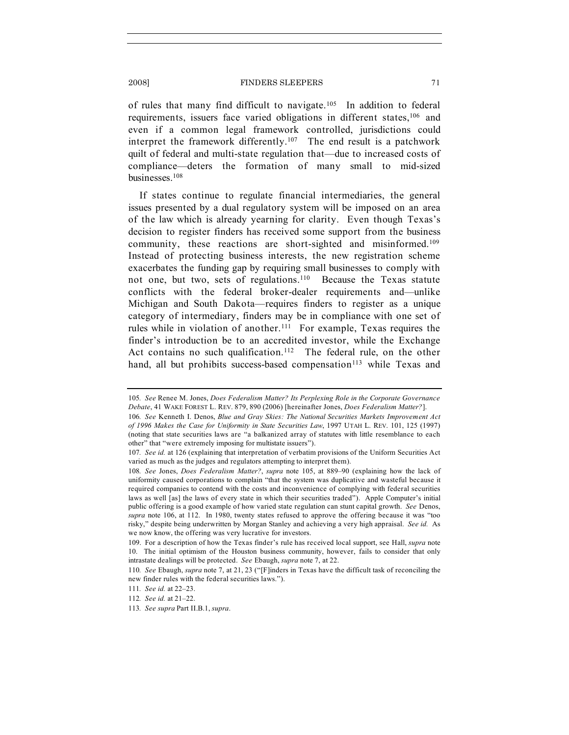of rules that many find difficult to navigate.[105] In addition to federal requirements, issuers face varied obligations in different states,[106] and even if a common legal framework controlled, jurisdictions could interpret the framework differently.[107] The end result is a patchwork quilt of federal and multi-state regulation that—due to increased costs of compliance—deters the formation of many small to mid-sized businesses.[108]

If states continue to regulate financial intermediaries, the general issues presented by a dual regulatory system will be imposed on an area of the law which is already yearning for clarity. Even though Texas's decision to register finders has received some support from the business community, these reactions are short-sighted and misinformed.[109] Instead of protecting business interests, the new registration scheme exacerbates the funding gap by requiring small businesses to comply with not one, but two, sets of regulations.[110] Because the Texas statute conflicts with the federal broker-dealer requirements and—unlike Michigan and South Dakota—requires finders to register as a unique category of intermediary, finders may be in compliance with one set of rules while in violation of another.[111] For example, Texas requires the finder's introduction be to an accredited investor, while the Exchange Act contains no such qualification.[112] The federal rule, on the other hand, all but prohibits success-based compensation[113] while Texas and

---

105. *See* Renee M. Jones, *Does Federalism Matter? Its Perplexing Role in the Corporate Governance Debate*, 41 WAKE FOREST L. REV. 879, 890 (2006) [hereinafter Jones, *Does Federalism Matter?*].

106. *See* Kenneth I. Denos, *Blue and Gray Skies: The National Securities Markets Improvement Act of 1996 Makes the Case for Uniformity in State Securities Law*, 1997 UTAH L. REV. 101, 125 (1997) (noting that state securities laws are "a balkanized array of statutes with little resemblance to each other" that "were extremely imposing for multistate issuers").

107. *See id.* at 126 (explaining that interpretation of verbatim provisions of the Uniform Securities Act varied as much as the judges and regulators attempting to interpret them).

108. *See* Jones, *Does Federalism Matter?*, *supra* note 105, at 889–90 (explaining how the lack of uniformity caused corporations to complain "that the system was duplicative and wasteful because it required companies to contend with the costs and inconvenience of complying with federal securities laws as well [as] the laws of every state in which their securities traded"). Apple Computer's initial public offering is a good example of how varied state regulation can stunt capital growth. *See* Denos, *supra* note 106, at 112. In 1980, twenty states refused to approve the offering because it was "too risky," despite being underwritten by Morgan Stanley and achieving a very high appraisal. *See id.* As we now know, the offering was very lucrative for investors.

109. For a description of how the Texas finder's rule has received local support, see Hall, *supra* note 10. The initial optimism of the Houston business community, however, fails to consider that only intrastate dealings will be protected. *See* Ebaugh, *supra* note 7, at 22.

110. *See* Ebaugh, *supra* note 7, at 21, 23 ("[F]inders in Texas have the difficult task of reconciling the new finder rules with the federal securities laws.").

111. *See id.* at 22–23.

112. *See id.* at 21–22.

113. *See supra* Part II.B.1, *supra*.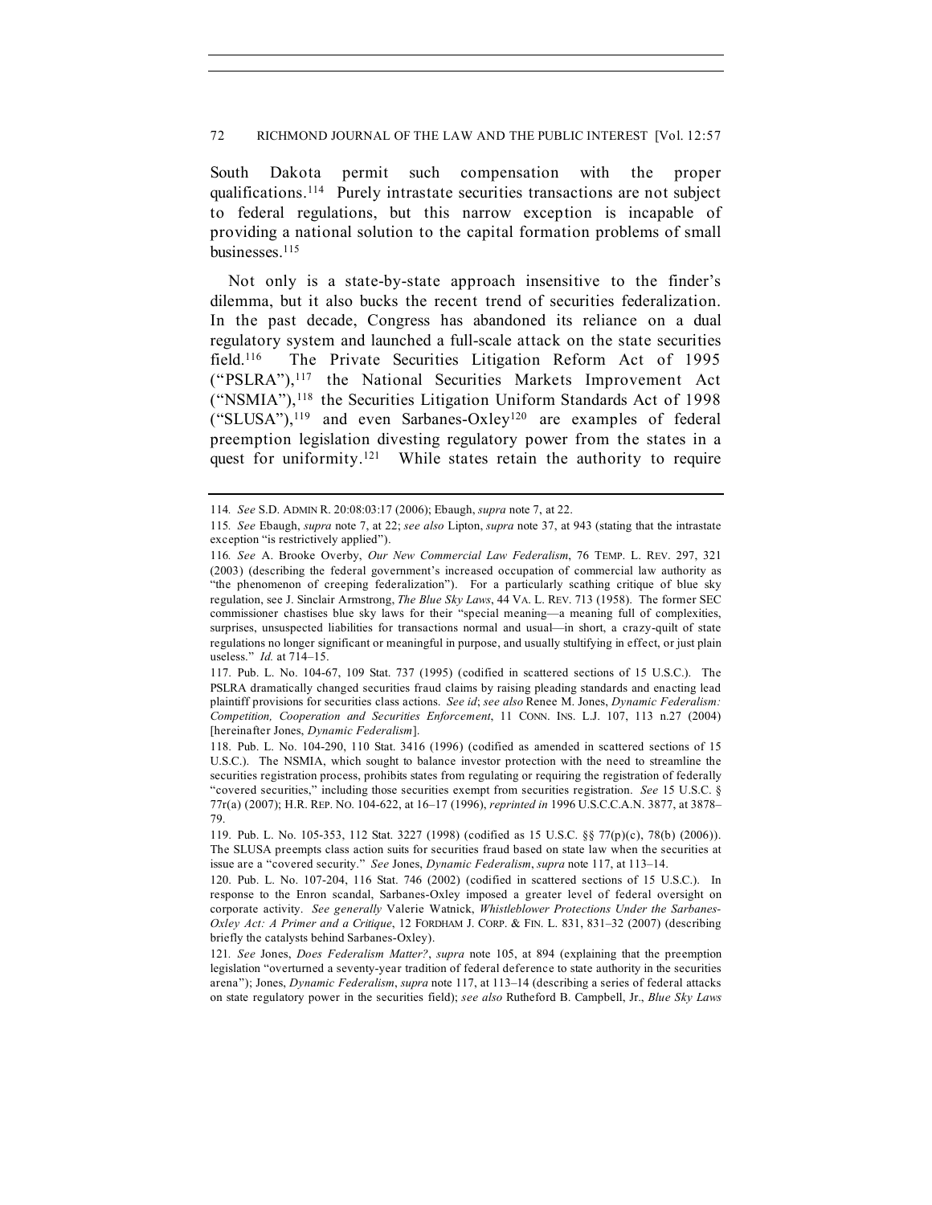South Dakota permit such compensation with the proper qualifications.[114] Purely intrastate securities transactions are not subject to federal regulations, but this narrow exception is incapable of providing a national solution to the capital formation problems of small businesses.[115]

Not only is a state-by-state approach insensitive to the finder's dilemma, but it also bucks the recent trend of securities federalization. In the past decade, Congress has abandoned its reliance on a dual regulatory system and launched a full-scale attack on the state securities field.[116] The Private Securities Litigation Reform Act of 1995 ("PSLRA"),[117] the National Securities Markets Improvement Act ("NSMIA"),[118] the Securities Litigation Uniform Standards Act of 1998 ("SLUSA"),[119] and even Sarbanes-Oxley[120] are examples of federal preemption legislation divesting regulatory power from the states in a quest for uniformity.[121] While states retain the authority to require

---

114. *See* S.D. ADMIN R. 20:08:03:17 (2006); Ebaugh, *supra* note 7, at 22.

115. *See* Ebaugh, *supra* note 7, at 22; *see also* Lipton, *supra* note 37, at 943 (stating that the intrastate exception "is restrictively applied").

116. *See* A. Brooke Overby, *Our New Commercial Law Federalism*, 76 TEMP. L. REV. 297, 321 (2003) (describing the federal government's increased occupation of commercial law authority as "the phenomenon of creeping federalization"). For a particularly scathing critique of blue sky regulation, see J. Sinclair Armstrong, *The Blue Sky Laws*, 44 VA. L. REV. 713 (1958). The former SEC commissioner chastises blue sky laws for their "special meaning—a meaning full of complexities, surprises, unsuspected liabilities for transactions normal and usual—in short, a crazy-quilt of state regulations no longer significant or meaningful in purpose, and usually stultifying in effect, or just plain useless." *Id.* at 714–15.

117. Pub. L. No. 104-67, 109 Stat. 737 (1995) (codified in scattered sections of 15 U.S.C.). The PSLRA dramatically changed securities fraud claims by raising pleading standards and enacting lead plaintiff provisions for securities class actions. *See id*; *see also* Renee M. Jones, *Dynamic Federalism: Competition, Cooperation and Securities Enforcement*, 11 CONN. INS. L.J. 107, 113 n.27 (2004) [hereinafter Jones, *Dynamic Federalism*].

118. Pub. L. No. 104-290, 110 Stat. 3416 (1996) (codified as amended in scattered sections of 15 U.S.C.). The NSMIA, which sought to balance investor protection with the need to streamline the securities registration process, prohibits states from regulating or requiring the registration of federally "covered securities," including those securities exempt from securities registration. *See* 15 U.S.C. § 77r(a) (2007); H.R. REP. NO. 104-622, at 16–17 (1996), *reprinted in* 1996 U.S.C.C.A.N. 3877, at 3878–79.

119. Pub. L. No. 105-353, 112 Stat. 3227 (1998) (codified as 15 U.S.C. §§ 77(p)(c), 78(b) (2006)). The SLUSA preempts class action suits for securities fraud based on state law when the securities at issue are a "covered security." *See* Jones, *Dynamic Federalism*, *supra* note 117, at 113–14.

120. Pub. L. No. 107-204, 116 Stat. 746 (2002) (codified in scattered sections of 15 U.S.C.). In response to the Enron scandal, Sarbanes-Oxley imposed a greater level of federal oversight on corporate activity. *See generally* Valerie Watnick, *Whistleblower Protections Under the Sarbanes-Oxley Act: A Primer and a Critique*, 12 FORDHAM J. CORP. & FIN. L. 831, 831–32 (2007) (describing briefly the catalysts behind Sarbanes-Oxley).

121. *See* Jones, *Does Federalism Matter?*, *supra* note 105, at 894 (explaining that the preemption legislation "overturned a seventy-year tradition of federal deference to state authority in the securities arena"); Jones, *Dynamic Federalism*, *supra* note 117, at 113–14 (describing a series of federal attacks on state regulatory power in the securities field); *see also* Rutheford B. Campbell, Jr., *Blue Sky Laws*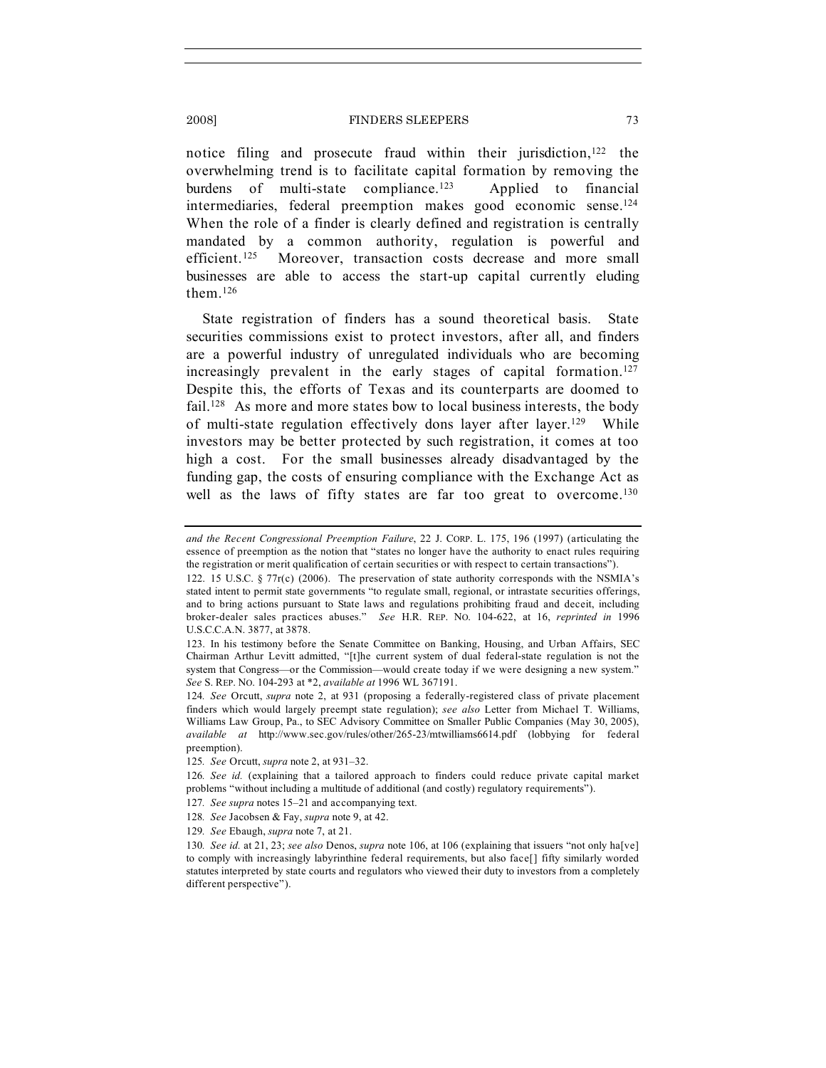notice filing and prosecute fraud within their jurisdiction,[122] the overwhelming trend is to facilitate capital formation by removing the burdens of multi-state compliance.[123] Applied to financial intermediaries, federal preemption makes good economic sense.[124] When the role of a finder is clearly defined and registration is centrally mandated by a common authority, regulation is powerful and efficient.[125] Moreover, transaction costs decrease and more small businesses are able to access the start-up capital currently eluding them.[126]

State registration of finders has a sound theoretical basis. State securities commissions exist to protect investors, after all, and finders are a powerful industry of unregulated individuals who are becoming increasingly prevalent in the early stages of capital formation.[127] Despite this, the efforts of Texas and its counterparts are doomed to fail.[128] As more and more states bow to local business interests, the body of multi-state regulation effectively dons layer after layer.[129] While investors may be better protected by such registration, it comes at too high a cost. For the small businesses already disadvantaged by the funding gap, the costs of ensuring compliance with the Exchange Act as well as the laws of fifty states are far too great to overcome.[130]

---

*and the Recent Congressional Preemption Failure*, 22 J. CORP. L. 175, 196 (1997) (articulating the essence of preemption as the notion that "states no longer have the authority to enact rules requiring the registration or merit qualification of certain securities or with respect to certain transactions").

122. 15 U.S.C. § 77r(c) (2006). The preservation of state authority corresponds with the NSMIA's stated intent to permit state governments "to regulate small, regional, or intrastate securities offerings, and to bring actions pursuant to State laws and regulations prohibiting fraud and deceit, including broker-dealer sales practices abuses." *See* H.R. REP. NO. 104-622, at 16, *reprinted in* 1996 U.S.C.C.A.N. 3877, at 3878.

123. In his testimony before the Senate Committee on Banking, Housing, and Urban Affairs, SEC Chairman Arthur Levitt admitted, "[t]he current system of dual federal-state regulation is not the system that Congress—or the Commission—would create today if we were designing a new system." *See* S. REP. NO. 104-293 at *2, *available at* 1996 WL 367191.

124. *See* Orcutt, *supra* note 2, at 931 (proposing a federally-registered class of private placement finders which would largely preempt state regulation); *see also* Letter from Michael T. Williams, Williams Law Group, Pa., to SEC Advisory Committee on Smaller Public Companies (May 30, 2005), *available at* http://www.sec.gov/rules/other/265-23/mtwilliams6614.pdf (lobbying for federal preemption).

125. *See* Orcutt, *supra* note 2, at 931–32.

126. *See id.* (explaining that a tailored approach to finders could reduce private capital market problems "without including a multitude of additional (and costly) regulatory requirements").

127. *See supra* notes 15–21 and accompanying text.

128. *See* Jacobsen & Fay, *supra* note 9, at 42.

129. *See* Ebaugh, *supra* note 7, at 21.

130. *See id.* at 21, 23; *see also* Denos, *supra* note 106, at 106 (explaining that issuers "not only ha[ve] to comply with increasingly labyrinthine federal requirements, but also face[] fifty similarly worded statutes interpreted by state courts and regulators who viewed their duty to investors from a completely different perspective").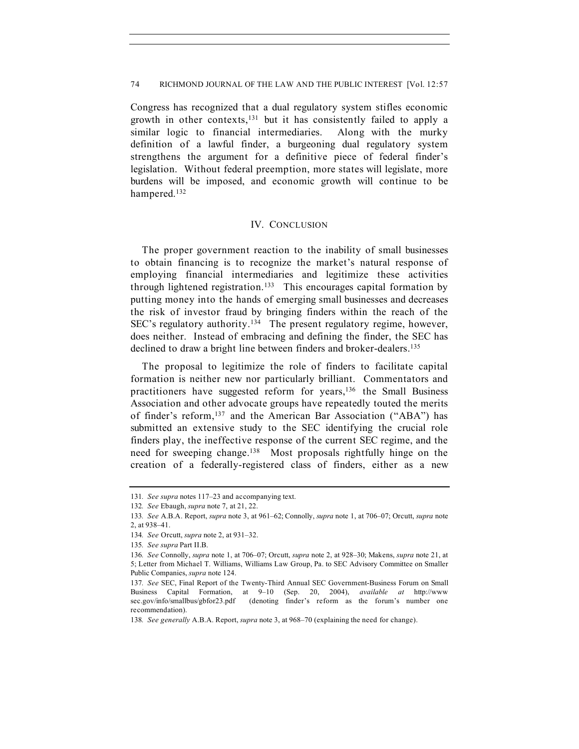Congress has recognized that a dual regulatory system stifles economic growth in other contexts,[131] but it has consistently failed to apply a similar logic to financial intermediaries. Along with the murky definition of a lawful finder, a burgeoning dual regulatory system strengthens the argument for a definitive piece of federal finder's legislation. Without federal preemption, more states will legislate, more burdens will be imposed, and economic growth will continue to be hampered.[132]

## IV. CONCLUSION

The proper government reaction to the inability of small businesses to obtain financing is to recognize the market's natural response of employing financial intermediaries and legitimize these activities through lightened registration.[133] This encourages capital formation by putting money into the hands of emerging small businesses and decreases the risk of investor fraud by bringing finders within the reach of the SEC's regulatory authority.[134] The present regulatory regime, however, does neither. Instead of embracing and defining the finder, the SEC has declined to draw a bright line between finders and broker-dealers.[135]

The proposal to legitimize the role of finders to facilitate capital formation is neither new nor particularly brilliant. Commentators and practitioners have suggested reform for years,[136] the Small Business Association and other advocate groups have repeatedly touted the merits of finder's reform,[137] and the American Bar Association ("ABA") has submitted an extensive study to the SEC identifying the crucial role finders play, the ineffective response of the current SEC regime, and the need for sweeping change.[138] Most proposals rightfully hinge on the creation of a federally-registered class of finders, either as a new

---

131. *See supra* notes 117–23 and accompanying text.

132. *See* Ebaugh, *supra* note 7, at 21, 22.

133. *See* A.B.A. Report, *supra* note 3, at 961–62; Connolly, *supra* note 1, at 706–07; Orcutt, *supra* note 2, at 938–41.

134. *See* Orcutt, *supra* note 2, at 931–32.

135. *See supra* Part II.B.

136. *See* Connolly, *supra* note 1, at 706–07; Orcutt, *supra* note 2, at 928–30; Makens, *supra* note 21, at 5; Letter from Michael T. Williams, Williams Law Group, Pa. to SEC Advisory Committee on Smaller Public Companies, *supra* note 124.

137. *See* SEC, Final Report of the Twenty-Third Annual SEC Government-Business Forum on Small Business Capital Formation, at 9–10 (Sep. 20, 2004), *available at* http://www sec.gov/info/smallbus/gbfor23.pdf (denoting finder's reform as the forum's number one recommendation).

138. *See generally* A.B.A. Report, *supra* note 3, at 968–70 (explaining the need for change).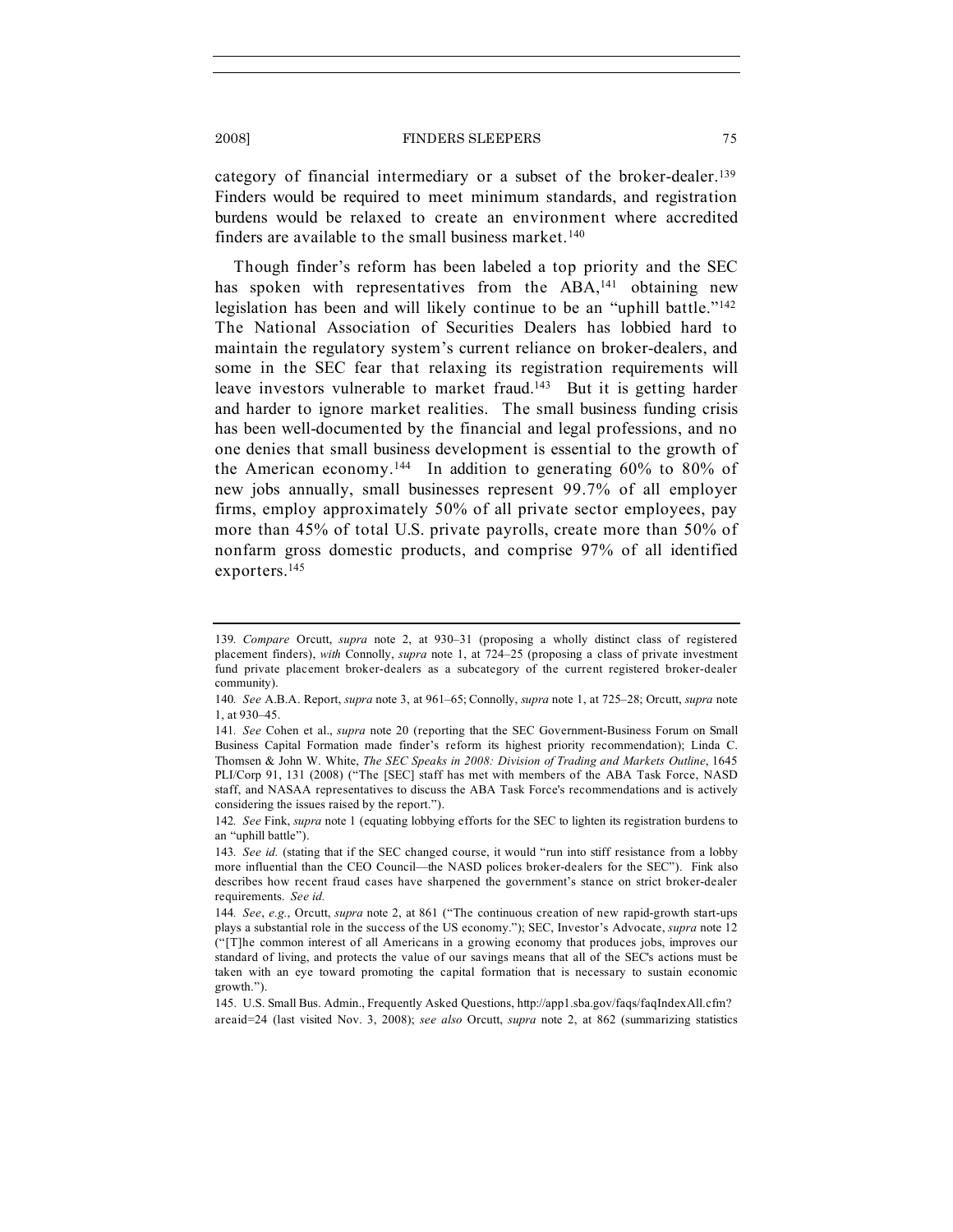category of financial intermediary or a subset of the broker-dealer.[139] Finders would be required to meet minimum standards, and registration burdens would be relaxed to create an environment where accredited finders are available to the small business market.[140]

Though finder's reform has been labeled a top priority and the SEC has spoken with representatives from the ABA,[141] obtaining new legislation has been and will likely continue to be an "uphill battle."[142] The National Association of Securities Dealers has lobbied hard to maintain the regulatory system's current reliance on broker-dealers, and some in the SEC fear that relaxing its registration requirements will leave investors vulnerable to market fraud.[143] But it is getting harder and harder to ignore market realities. The small business funding crisis has been well-documented by the financial and legal professions, and no one denies that small business development is essential to the growth of the American economy.[144] In addition to generating 60% to 80% of new jobs annually, small businesses represent 99.7% of all employer firms, employ approximately 50% of all private sector employees, pay more than 45% of total U.S. private payrolls, create more than 50% of nonfarm gross domestic products, and comprise 97% of all identified exporters.[145]

---

139. *Compare* Orcutt, *supra* note 2, at 930–31 (proposing a wholly distinct class of registered placement finders), *with* Connolly, *supra* note 1, at 724–25 (proposing a class of private investment fund private placement broker-dealers as a subcategory of the current registered broker-dealer community).

140. *See* A.B.A. Report, *supra* note 3, at 961–65; Connolly, *supra* note 1, at 725–28; Orcutt, *supra* note 1, at 930–45.

141. *See* Cohen et al., *supra* note 20 (reporting that the SEC Government-Business Forum on Small Business Capital Formation made finder's reform its highest priority recommendation); Linda C. Thomsen & John W. White, *The SEC Speaks in 2008: Division of Trading and Markets Outline*, 1645 PLI/Corp 91, 131 (2008) ("The [SEC] staff has met with members of the ABA Task Force, NASD staff, and NASAA representatives to discuss the ABA Task Force's recommendations and is actively considering the issues raised by the report.").

142. *See* Fink, *supra* note 1 (equating lobbying efforts for the SEC to lighten its registration burdens to an "uphill battle").

143. *See id.* (stating that if the SEC changed course, it would "run into stiff resistance from a lobby more influential than the CEO Council—the NASD polices broker-dealers for the SEC"). Fink also describes how recent fraud cases have sharpened the government's stance on strict broker-dealer requirements. *See id.*

144. *See*, *e.g.*, Orcutt, *supra* note 2, at 861 ("The continuous creation of new rapid-growth start-ups plays a substantial role in the success of the US economy."); SEC, Investor's Advocate, *supra* note 12 ("[T]he common interest of all Americans in a growing economy that produces jobs, improves our standard of living, and protects the value of our savings means that all of the SEC's actions must be taken with an eye toward promoting the capital formation that is necessary to sustain economic growth.").

145. U.S. Small Bus. Admin., Frequently Asked Questions, http://app1.sba.gov/faqs/faqIndexAll.cfm?areaid=24 (last visited Nov. 3, 2008); *see also* Orcutt, *supra* note 2, at 862 (summarizing statistics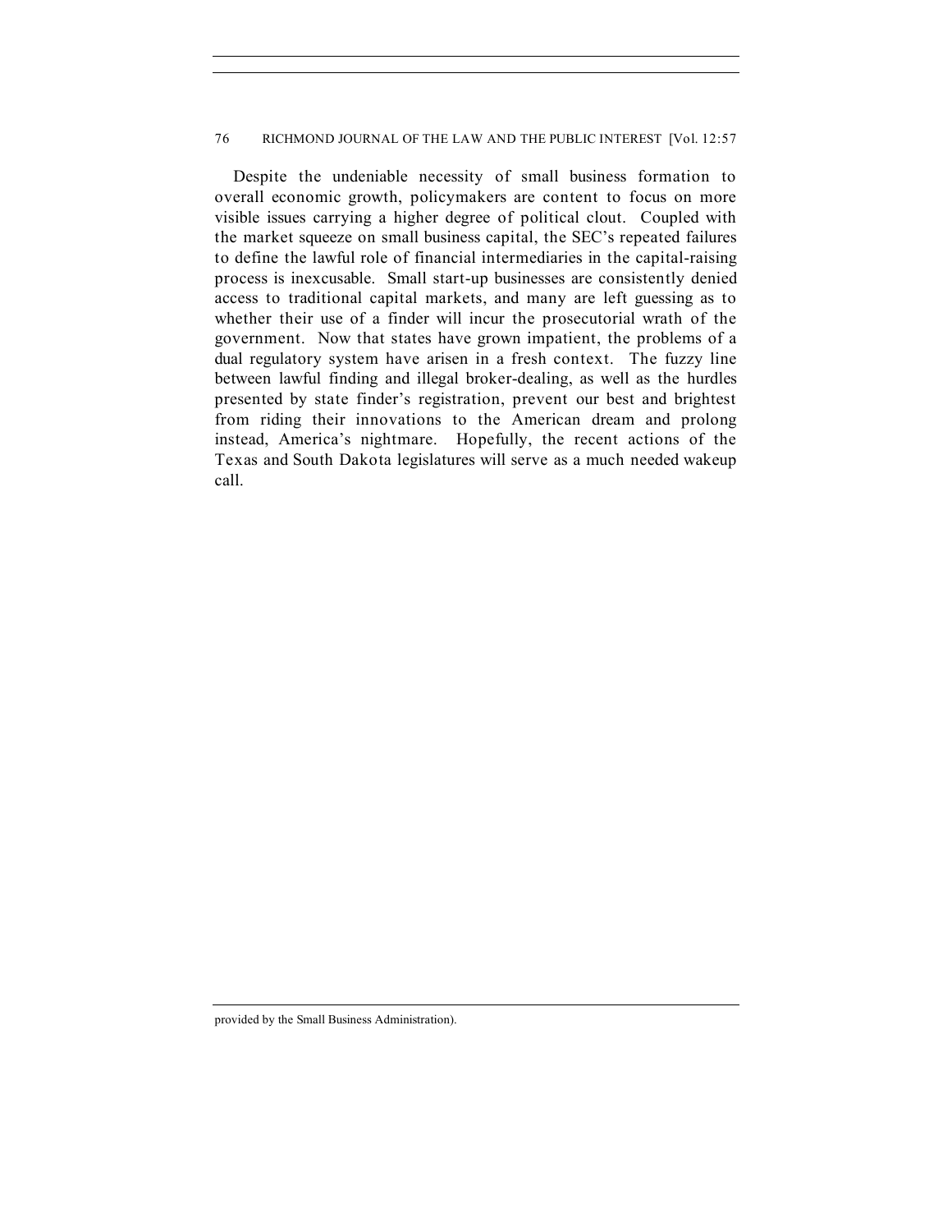Despite the undeniable necessity of small business formation to overall economic growth, policymakers are content to focus on more visible issues carrying a higher degree of political clout. Coupled with the market squeeze on small business capital, the SEC's repeated failures to define the lawful role of financial intermediaries in the capital-raising process is inexcusable. Small start-up businesses are consistently denied access to traditional capital markets, and many are left guessing as to whether their use of a finder will incur the prosecutorial wrath of the government. Now that states have grown impatient, the problems of a dual regulatory system have arisen in a fresh context. The fuzzy line between lawful finding and illegal broker-dealing, as well as the hurdles presented by state finder's registration, prevent our best and brightest from riding their innovations to the American dream and prolong instead, America's nightmare. Hopefully, the recent actions of the Texas and South Dakota legislatures will serve as a much needed wakeup call.

provided by the Small Business Administration).